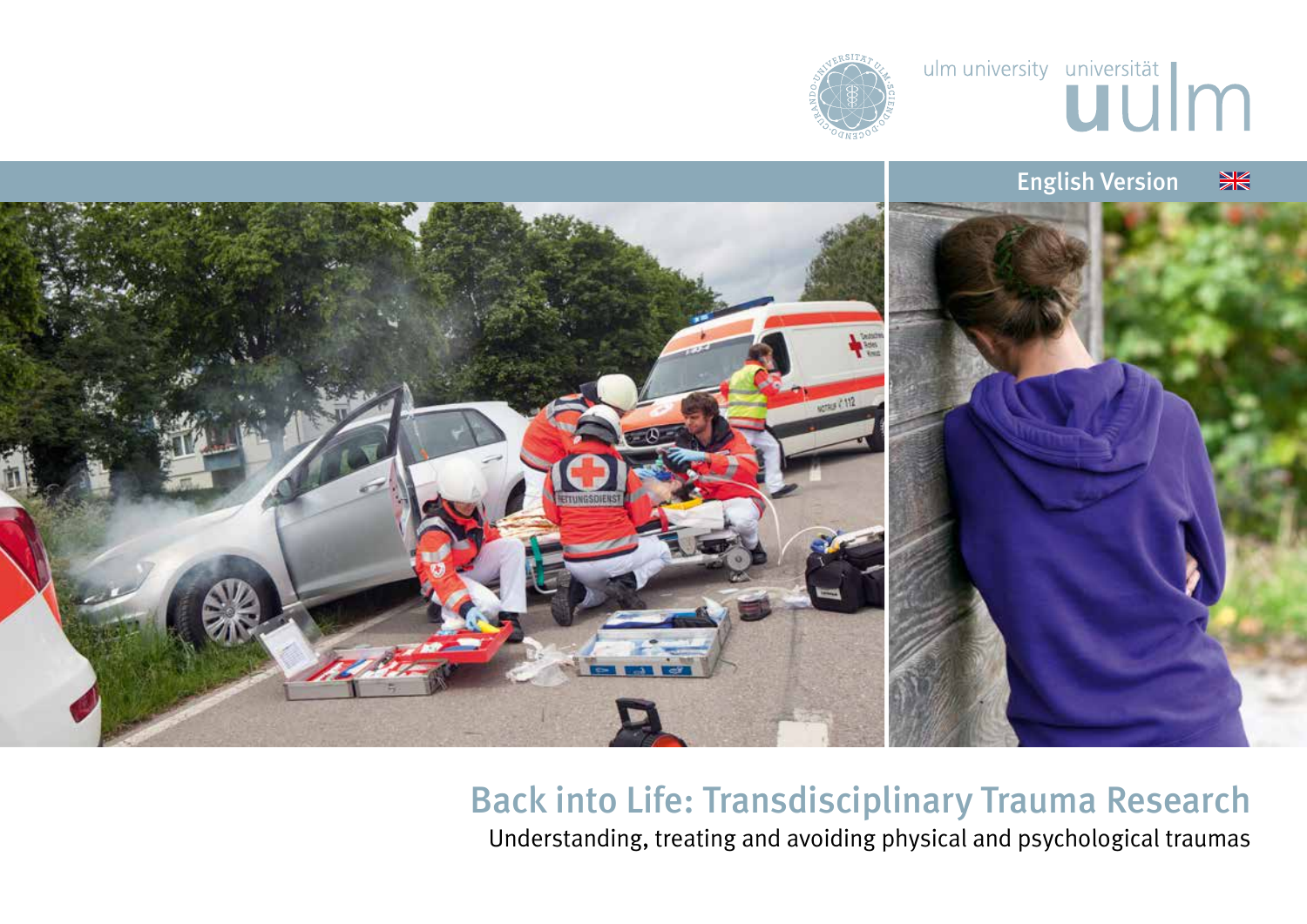ulm university universität uulm

English Version

# Back into Life: Transdisciplinary Trauma Research

Understanding, treating and avoiding physical and psychological traumas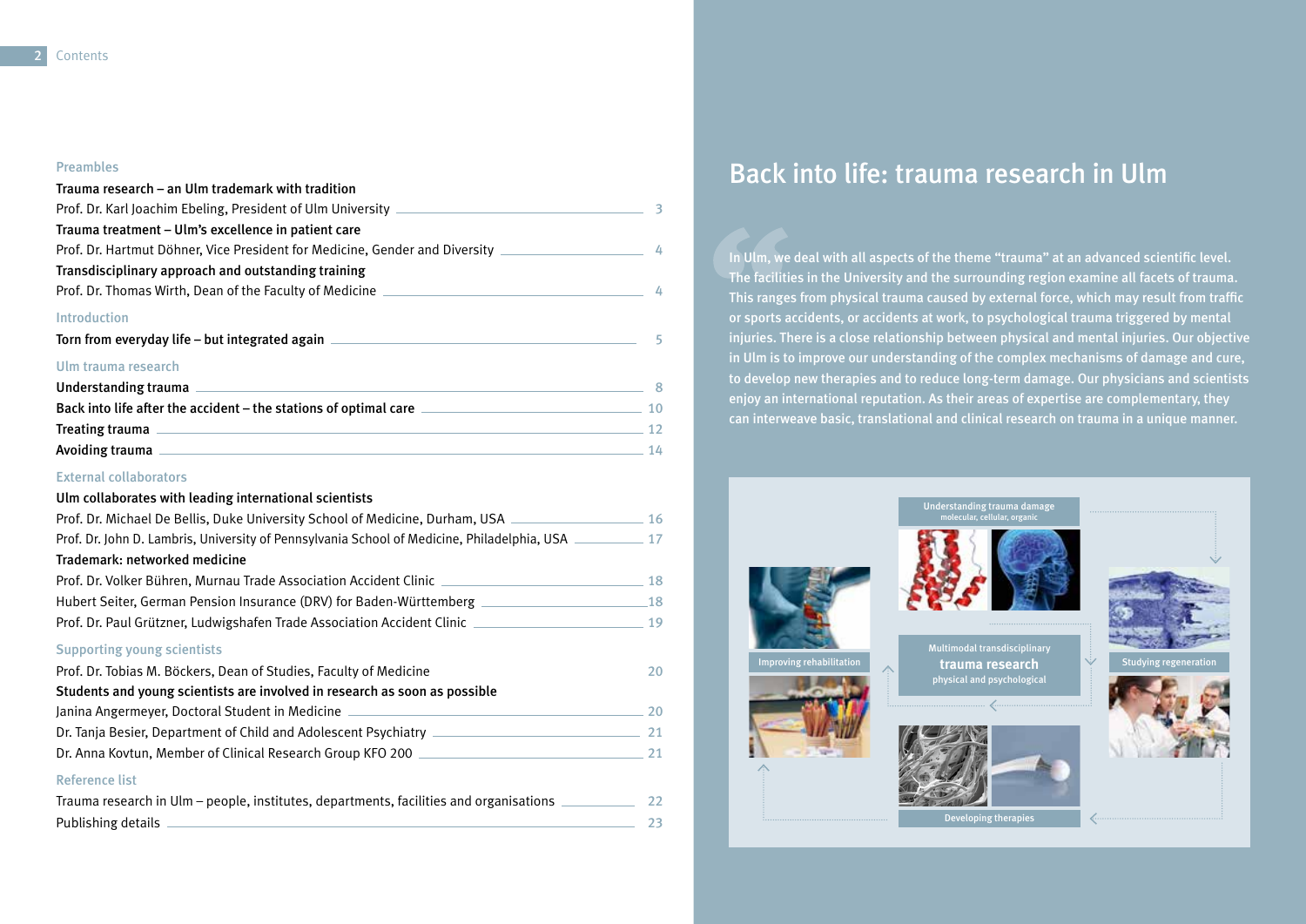# Contents

## Preambles

**Trauma research – an Ulm trademark with tradition**
Prof. Dr. Karl Joachim Ebeling, President of Ulm University — 3

**Trauma treatment – Ulm's excellence in patient care**
Prof. Dr. Hartmut Döhner, Vice President for Medicine, Gender and Diversity — 4

**Transdisciplinary approach and outstanding training**
Prof. Dr. Thomas Wirth, Dean of the Faculty of Medicine — 4

## Introduction

**Torn from everyday life – but integrated again** — 5

## Ulm trauma research

**Understanding trauma** — 8
**Back into life after the accident – the stations of optimal care** — 10
**Treating trauma** — 12
**Avoiding trauma** — 14

## External collaborators

**Ulm collaborates with leading international scientists**
Prof. Dr. Michael De Bellis, Duke University School of Medicine, Durham, USA — 16
Prof. Dr. John D. Lambris, University of Pennsylvania School of Medicine, Philadelphia, USA — 17

**Trademark: networked medicine**
Prof. Dr. Volker Bühren, Murnau Trade Association Accident Clinic — 18
Hubert Seiter, German Pension Insurance (DRV) for Baden-Württemberg — 18
Prof. Dr. Paul Grützner, Ludwigshafen Trade Association Accident Clinic — 19

## Supporting young scientists

Prof. Dr. Tobias M. Böckers, Dean of Studies, Faculty of Medicine — 20

**Students and young scientists are involved in research as soon as possible**
Janina Angermeyer, Doctoral Student in Medicine — 20
Dr. Tanja Besier, Department of Child and Adolescent Psychiatry — 21
Dr. Anna Kovtun, Member of Clinical Research Group KFO 200 — 21

## Reference list

Trauma research in Ulm – people, institutes, departments, facilities and organisations — 22
Publishing details — 23

# Back into life: trauma research in Ulm

In Ulm, we deal with all aspects of the theme "trauma" at an advanced scientific level. The facilities in the University and the surrounding region examine all facets of trauma. This ranges from physical trauma caused by external force, which may result from traffic or sports accidents, or accidents at work, to psychological trauma triggered by mental injuries. There is a close relationship between physical and mental injuries. Our objective in Ulm is to improve our understanding of the complex mechanisms of damage and cure, to develop new therapies and to reduce long-term damage. Our physicians and scientists enjoy an international reputation. As their areas of expertise are complementary, they can interweave basic, translational and clinical research on trauma in a unique manner.

Understanding trauma damage
molecular, cellular, organic

Multimodal transdisciplinary
**trauma research**
physical and psychological

Improving rehabilitation

Studying regeneration

Developing therapies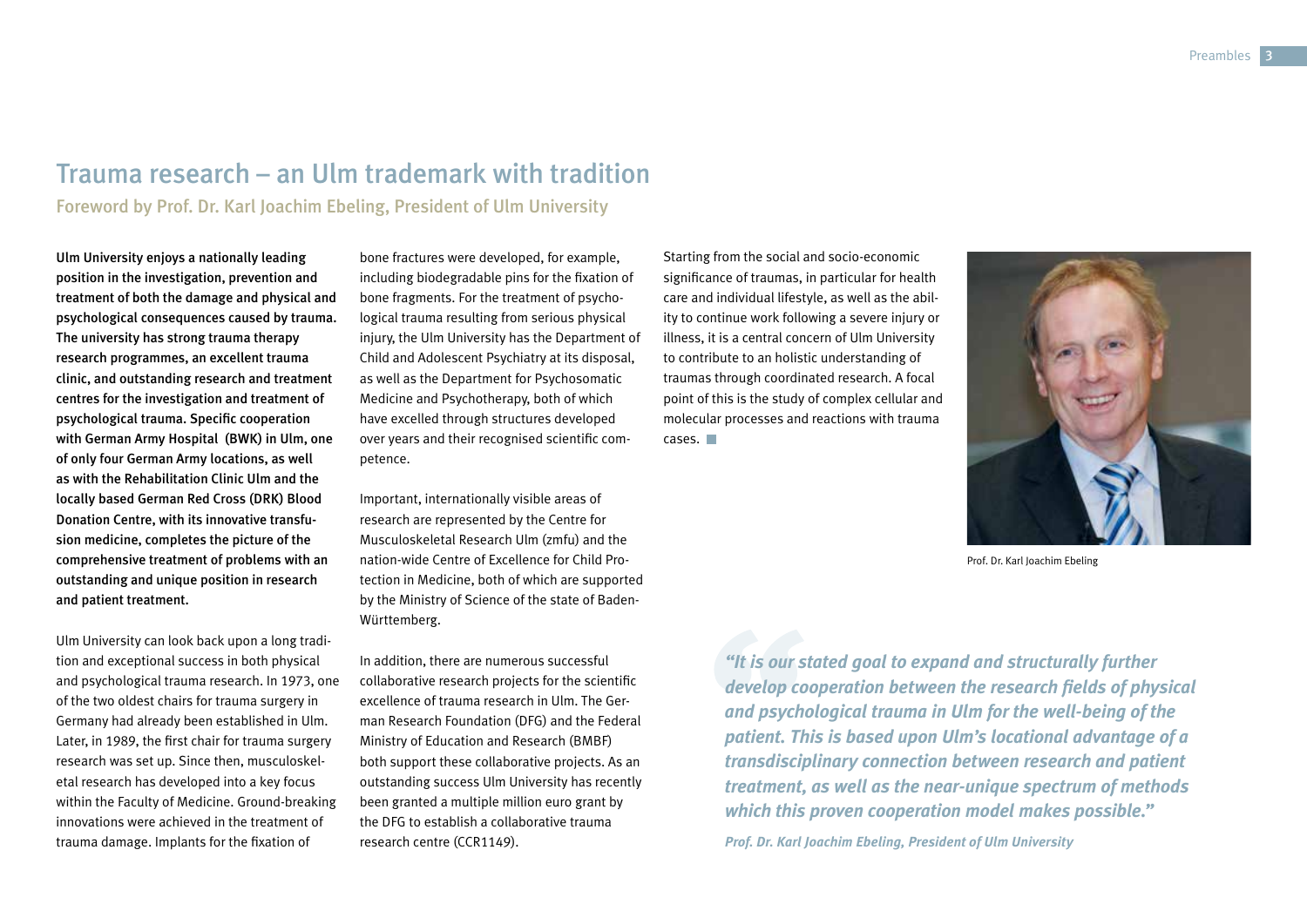# Trauma research – an Ulm trademark with tradition

## Foreword by Prof. Dr. Karl Joachim Ebeling, President of Ulm University

**Ulm University enjoys a nationally leading position in the investigation, prevention and treatment of both the damage and physical and psychological consequences caused by trauma. The university has strong trauma therapy research programmes, an excellent trauma clinic, and outstanding research and treatment centres for the investigation and treatment of psychological trauma. Specific cooperation with German Army Hospital (BWK) in Ulm, one of only four German Army locations, as well as with the Rehabilitation Clinic Ulm and the locally based German Red Cross (DRK) Blood Donation Centre, with its innovative transfusion medicine, completes the picture of the comprehensive treatment of problems with an outstanding and unique position in research and patient treatment.**

Ulm University can look back upon a long tradition and exceptional success in both physical and psychological trauma research. In 1973, one of the two oldest chairs for trauma surgery in Germany had already been established in Ulm. Later, in 1989, the first chair for trauma surgery research was set up. Since then, musculoskeletal research has developed into a key focus within the Faculty of Medicine. Ground-breaking innovations were achieved in the treatment of trauma damage. Implants for the fixation of bone fractures were developed, for example, including biodegradable pins for the fixation of bone fragments. For the treatment of psychological trauma resulting from serious physical injury, the Ulm University has the Department of Child and Adolescent Psychiatry at its disposal, as well as the Department for Psychosomatic Medicine and Psychotherapy, both of which have excelled through structures developed over years and their recognised scientific competence.

Important, internationally visible areas of research are represented by the Centre for Musculoskeletal Research Ulm (zmfu) and the nation-wide Centre of Excellence for Child Protection in Medicine, both of which are supported by the Ministry of Science of the state of Baden-Württemberg.

In addition, there are numerous successful collaborative research projects for the scientific excellence of trauma research in Ulm. The German Research Foundation (DFG) and the Federal Ministry of Education and Research (BMBF) both support these collaborative projects. As an outstanding success Ulm University has recently been granted a multiple million euro grant by the DFG to establish a collaborative trauma research centre (CCR1149).

Starting from the social and socio-economic significance of traumas, in particular for health care and individual lifestyle, as well as the ability to continue work following a severe injury or illness, it is a central concern of Ulm University to contribute to an holistic understanding of traumas through coordinated research. A focal point of this is the study of complex cellular and molecular processes and reactions with trauma cases.

Prof. Dr. Karl Joachim Ebeling

***"It is our stated goal to expand and structurally further develop cooperation between the research fields of physical and psychological trauma in Ulm for the well-being of the patient. This is based upon Ulm's locational advantage of a transdisciplinary connection between research and patient treatment, as well as the near-unique spectrum of methods which this proven cooperation model makes possible."***

***Prof. Dr. Karl Joachim Ebeling, President of Ulm University***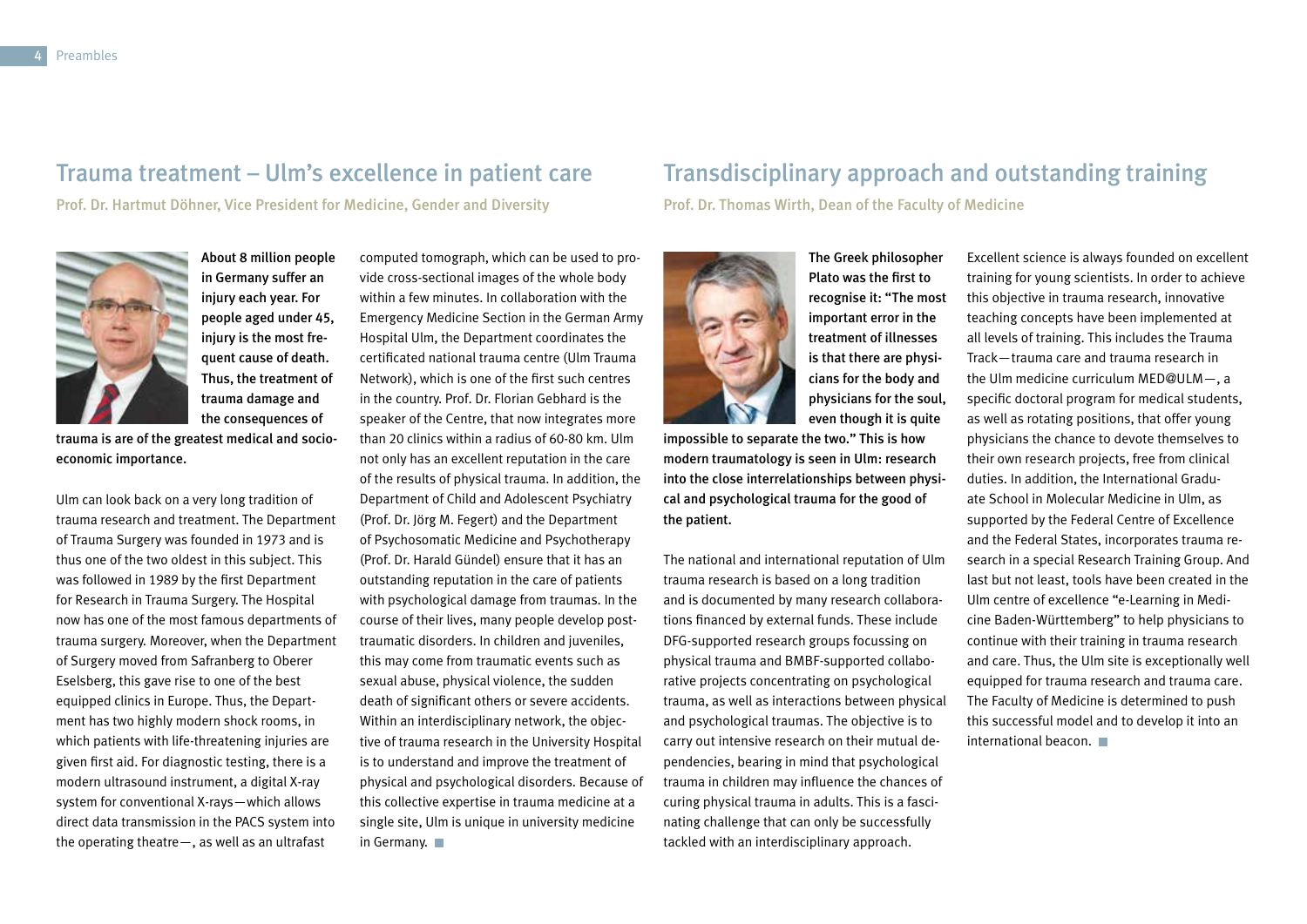## Trauma treatment – Ulm's excellence in patient care

Prof. Dr. Hartmut Döhner, Vice President for Medicine, Gender and Diversity

**About 8 million people in Germany suffer an injury each year. For people aged under 45, injury is the most frequent cause of death. Thus, the treatment of trauma damage and the consequences of trauma is are of the greatest medical and socio-economic importance.**

Ulm can look back on a very long tradition of trauma research and treatment. The Department of Trauma Surgery was founded in 1973 and is thus one of the two oldest in this subject. This was followed in 1989 by the first Department for Research in Trauma Surgery. The Hospital now has one of the most famous departments of trauma surgery. Moreover, when the Department of Surgery moved from Safranberg to Oberer Eselsberg, this gave rise to one of the best equipped clinics in Europe. Thus, the Department has two highly modern shock rooms, in which patients with life-threatening injuries are given first aid. For diagnostic testing, there is a modern ultrasound instrument, a digital X-ray system for conventional X-rays—which allows direct data transmission in the PACS system into the operating theatre—, as well as an ultrafast computed tomograph, which can be used to provide cross-sectional images of the whole body within a few minutes. In collaboration with the Emergency Medicine Section in the German Army Hospital Ulm, the Department coordinates the certificated national trauma centre (Ulm Trauma Network), which is one of the first such centres in the country. Prof. Dr. Florian Gebhard is the speaker of the Centre, that now integrates more than 20 clinics within a radius of 60-80 km. Ulm not only has an excellent reputation in the care of the results of physical trauma. In addition, the Department of Child and Adolescent Psychiatry (Prof. Dr. Jörg M. Fegert) and the Department of Psychosomatic Medicine and Psychotherapy (Prof. Dr. Harald Gündel) ensure that it has an outstanding reputation in the care of patients with psychological damage from traumas. In the course of their lives, many people develop post-traumatic disorders. In children and juveniles, this may come from traumatic events such as sexual abuse, physical violence, the sudden death of significant others or severe accidents. Within an interdisciplinary network, the objective of trauma research in the University Hospital is to understand and improve the treatment of physical and psychological disorders. Because of this collective expertise in trauma medicine at a single site, Ulm is unique in university medicine in Germany.

## Transdisciplinary approach and outstanding training

Prof. Dr. Thomas Wirth, Dean of the Faculty of Medicine

**The Greek philosopher Plato was the first to recognise it: "The most important error in the treatment of illnesses is that there are physicians for the body and physicians for the soul, even though it is quite impossible to separate the two." This is how modern traumatology is seen in Ulm: research into the close interrelationships between physical and psychological trauma for the good of the patient.**

The national and international reputation of Ulm trauma research is based on a long tradition and is documented by many research collaborations financed by external funds. These include DFG-supported research groups focussing on physical trauma and BMBF-supported collaborative projects concentrating on psychological trauma, as well as interactions between physical and psychological traumas. The objective is to carry out intensive research on their mutual dependencies, bearing in mind that psychological trauma in children may influence the chances of curing physical trauma in adults. This is a fascinating challenge that can only be successfully tackled with an interdisciplinary approach.

Excellent science is always founded on excellent training for young scientists. In order to achieve this objective in trauma research, innovative teaching concepts have been implemented at all levels of training. This includes the Trauma Track—trauma care and trauma research in the Ulm medicine curriculum MED@ULM—, a specific doctoral program for medical students, as well as rotating positions, that offer young physicians the chance to devote themselves to their own research projects, free from clinical duties. In addition, the International Graduate School in Molecular Medicine in Ulm, as supported by the Federal Centre of Excellence and the Federal States, incorporates trauma research in a special Research Training Group. And last but not least, tools have been created in the Ulm centre of excellence "e-Learning in Medicine Baden-Württemberg" to help physicians to continue with their training in trauma research and care. Thus, the Ulm site is exceptionally well equipped for trauma research and trauma care. The Faculty of Medicine is determined to push this successful model and to develop it into an international beacon.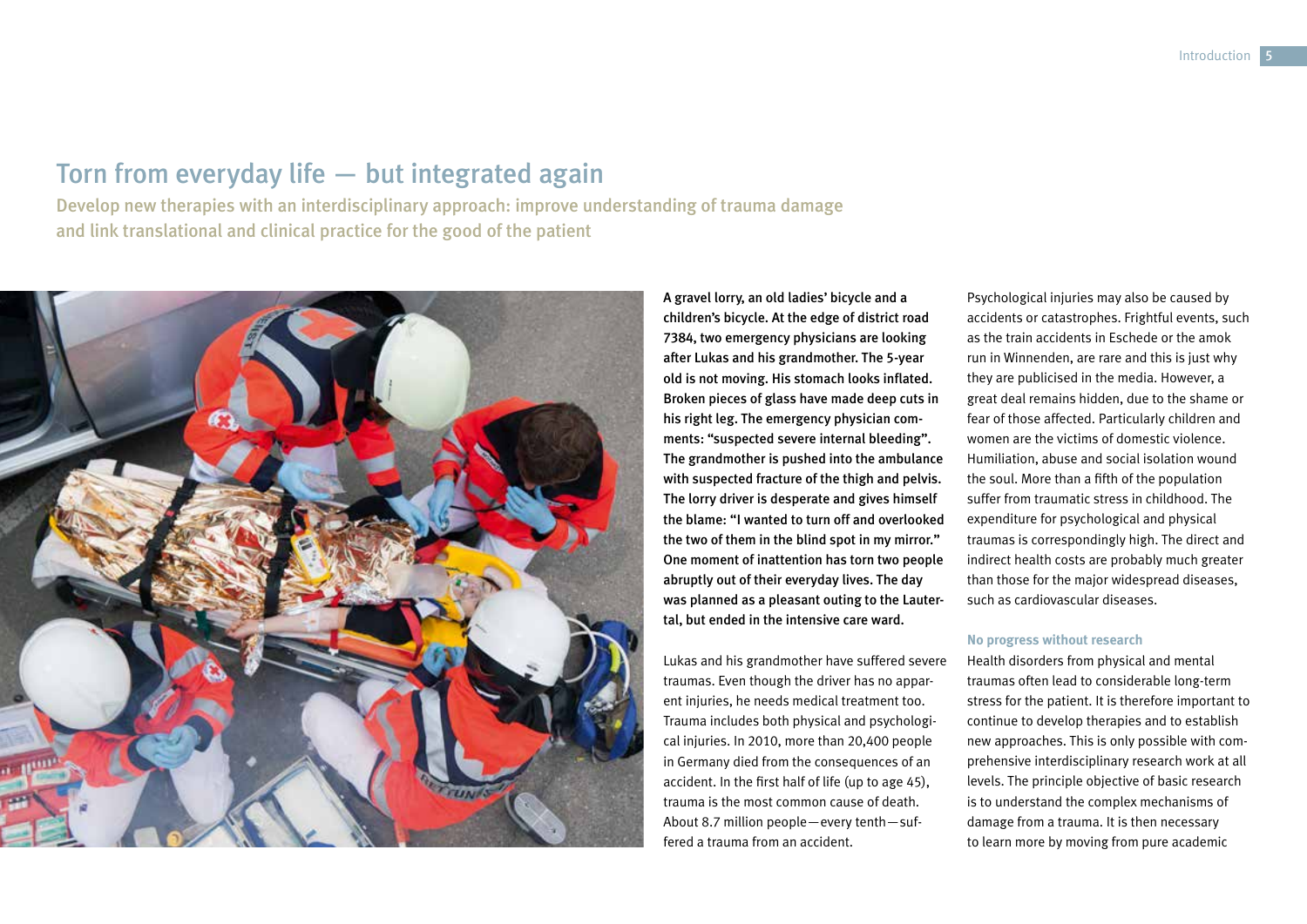# Torn from everyday life — but integrated again

## Develop new therapies with an interdisciplinary approach: improve understanding of trauma damage and link translational and clinical practice for the good of the patient

**A gravel lorry, an old ladies' bicycle and a children's bicycle. At the edge of district road 7384, two emergency physicians are looking after Lukas and his grandmother. The 5-year old is not moving. His stomach looks inflated. Broken pieces of glass have made deep cuts in his right leg. The emergency physician comments: "suspected severe internal bleeding". The grandmother is pushed into the ambulance with suspected fracture of the thigh and pelvis. The lorry driver is desperate and gives himself the blame: "I wanted to turn off and overlooked the two of them in the blind spot in my mirror." One moment of inattention has torn two people abruptly out of their everyday lives. The day was planned as a pleasant outing to the Lautertal, but ended in the intensive care ward.**

Lukas and his grandmother have suffered severe traumas. Even though the driver has no apparent injuries, he needs medical treatment too. Trauma includes both physical and psychological injuries. In 2010, more than 20,400 people in Germany died from the consequences of an accident. In the first half of life (up to age 45), trauma is the most common cause of death. About 8.7 million people—every tenth—suffered a trauma from an accident.

Psychological injuries may also be caused by accidents or catastrophes. Frightful events, such as the train accidents in Eschede or the amok run in Winnenden, are rare and this is just why they are publicised in the media. However, a great deal remains hidden, due to the shame or fear of those affected. Particularly children and women are the victims of domestic violence. Humiliation, abuse and social isolation wound the soul. More than a fifth of the population suffer from traumatic stress in childhood. The expenditure for psychological and physical traumas is correspondingly high. The direct and indirect health costs are probably much greater than those for the major widespread diseases, such as cardiovascular diseases.

### No progress without research

Health disorders from physical and mental traumas often lead to considerable long-term stress for the patient. It is therefore important to continue to develop therapies and to establish new approaches. This is only possible with comprehensive interdisciplinary research work at all levels. The principle objective of basic research is to understand the complex mechanisms of damage from a trauma. It is then necessary to learn more by moving from pure academic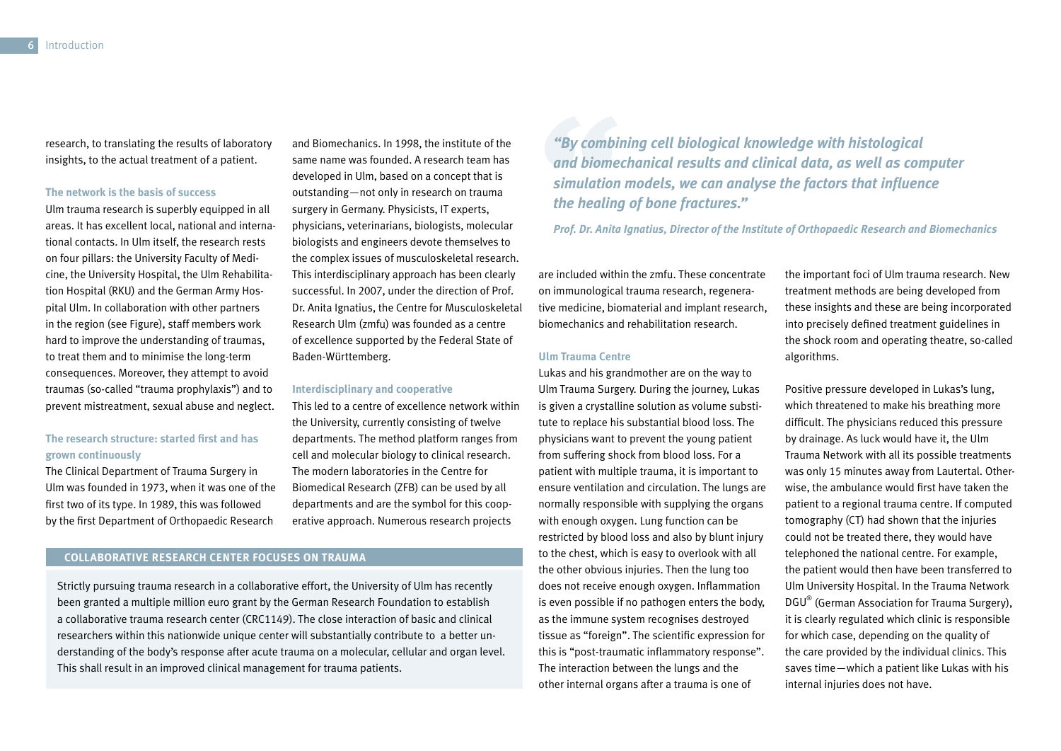research, to translating the results of laboratory insights, to the actual treatment of a patient.

### The network is the basis of success

Ulm trauma research is superbly equipped in all areas. It has excellent local, national and international contacts. In Ulm itself, the research rests on four pillars: the University Faculty of Medicine, the University Hospital, the Ulm Rehabilitation Hospital (RKU) and the German Army Hospital Ulm. In collaboration with other partners in the region (see Figure), staff members work hard to improve the understanding of traumas, to treat them and to minimise the long-term consequences. Moreover, they attempt to avoid traumas (so-called "trauma prophylaxis") and to prevent mistreatment, sexual abuse and neglect.

### The research structure: started first and has grown continuously

The Clinical Department of Trauma Surgery in Ulm was founded in 1973, when it was one of the first two of its type. In 1989, this was followed by the first Department of Orthopaedic Research and Biomechanics. In 1998, the institute of the same name was founded. A research team has developed in Ulm, based on a concept that is outstanding—not only in research on trauma surgery in Germany. Physicists, IT experts, physicians, veterinarians, biologists, molecular biologists and engineers devote themselves to the complex issues of musculoskeletal research. This interdisciplinary approach has been clearly successful. In 2007, under the direction of Prof. Dr. Anita Ignatius, the Centre for Musculoskeletal Research Ulm (zmfu) was founded as a centre of excellence supported by the Federal State of Baden-Württemberg.

### Interdisciplinary and cooperative

This led to a centre of excellence network within the University, currently consisting of twelve departments. The method platform ranges from cell and molecular biology to clinical research. The modern laboratories in the Centre for Biomedical Research (ZFB) can be used by all departments and are the symbol for this cooperative approach. Numerous research projects are included within the zmfu. These concentrate on immunological trauma research, regenerative medicine, biomaterial and implant research, biomechanics and rehabilitation research.

> ***"By combining cell biological knowledge with histological and biomechanical results and clinical data, as well as computer simulation models, we can analyse the factors that influence the healing of bone fractures."***
>
> ***Prof. Dr. Anita Ignatius, Director of the Institute of Orthopaedic Research and Biomechanics***

### Ulm Trauma Centre

Lukas and his grandmother are on the way to Ulm Trauma Surgery. During the journey, Lukas is given a crystalline solution as volume substitute to replace his substantial blood loss. The physicians want to prevent the young patient from suffering shock from blood loss. For a patient with multiple trauma, it is important to ensure ventilation and circulation. The lungs are normally responsible with supplying the organs with enough oxygen. Lung function can be restricted by blood loss and also by blunt injury to the chest, which is easy to overlook with all the other obvious injuries. Then the lung too does not receive enough oxygen. Inflammation is even possible if no pathogen enters the body, as the immune system recognises destroyed tissue as "foreign". The scientific expression for this is "post-traumatic inflammatory response". The interaction between the lungs and the other internal organs after a trauma is one of the important foci of Ulm trauma research. New treatment methods are being developed from these insights and these are being incorporated into precisely defined treatment guidelines in the shock room and operating theatre, so-called algorithms.

Positive pressure developed in Lukas's lung, which threatened to make his breathing more difficult. The physicians reduced this pressure by drainage. As luck would have it, the Ulm Trauma Network with all its possible treatments was only 15 minutes away from Lautertal. Otherwise, the ambulance would first have taken the patient to a regional trauma centre. If computed tomography (CT) had shown that the injuries could not be treated there, they would have telephoned the national centre. For example, the patient would then have been transferred to Ulm University Hospital. In the Trauma Network DGU® (German Association for Trauma Surgery), it is clearly regulated which clinic is responsible for which case, depending on the quality of the care provided by the individual clinics. This saves time—which a patient like Lukas with his internal injuries does not have.

### COLLABORATIVE RESEARCH CENTER FOCUSES ON TRAUMA

Strictly pursuing trauma research in a collaborative effort, the University of Ulm has recently been granted a multiple million euro grant by the German Research Foundation to establish a collaborative trauma research center (CRC1149). The close interaction of basic and clinical researchers within this nationwide unique center will substantially contribute to a better understanding of the body's response after acute trauma on a molecular, cellular and organ level. This shall result in an improved clinical management for trauma patients.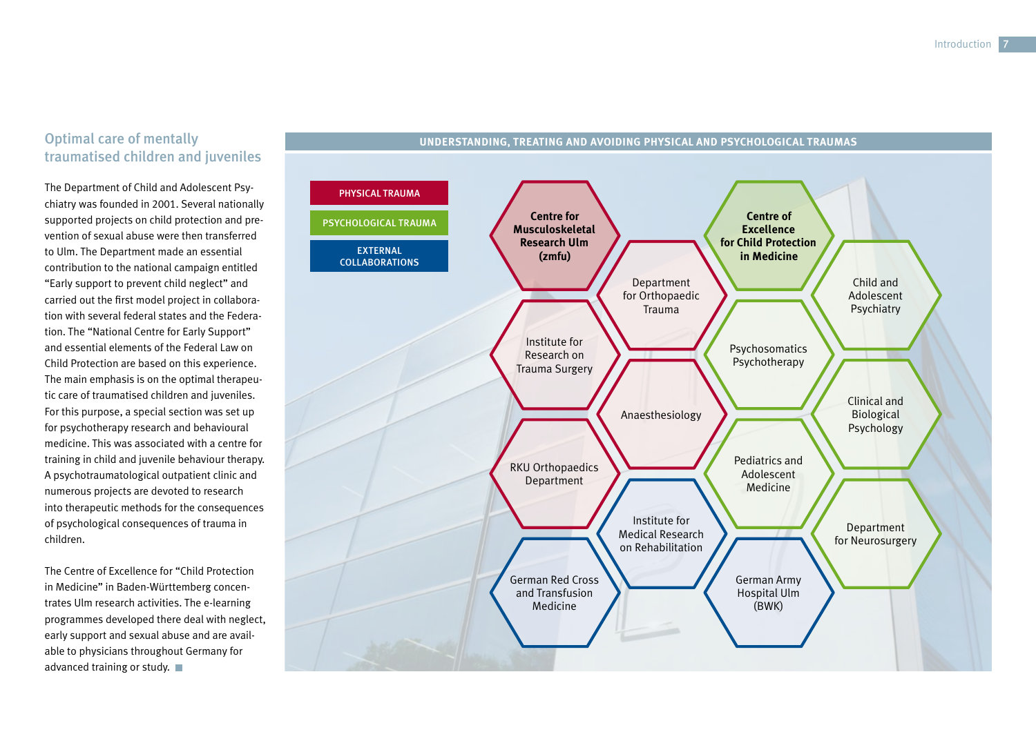## Optimal care of mentally traumatised children and juveniles

The Department of Child and Adolescent Psychiatry was founded in 2001. Several nationally supported projects on child protection and prevention of sexual abuse were then transferred to Ulm. The Department made an essential contribution to the national campaign entitled "Early support to prevent child neglect" and carried out the first model project in collaboration with several federal states and the Federation. The "National Centre for Early Support" and essential elements of the Federal Law on Child Protection are based on this experience. The main emphasis is on the optimal therapeutic care of traumatised children and juveniles. For this purpose, a special section was set up for psychotherapy research and behavioural medicine. This was associated with a centre for training in child and juvenile behaviour therapy. A psychotraumatological outpatient clinic and numerous projects are devoted to research into therapeutic methods for the consequences of psychological consequences of trauma in children.

The Centre of Excellence for "Child Protection in Medicine" in Baden-Württemberg concentrates Ulm research activities. The e-learning programmes developed there deal with neglect, early support and sexual abuse and are available to physicians throughout Germany for advanced training or study.

**UNDERSTANDING, TREATING AND AVOIDING PHYSICAL AND PSYCHOLOGICAL TRAUMAS**

PHYSICAL TRAUMA

- **Centre for Musculoskeletal Research Ulm (zmfu)**
- Department for Orthopaedic Trauma
- Institute for Research on Trauma Surgery
- Anaesthesiology
- RKU Orthopaedics Department

PSYCHOLOGICAL TRAUMA

- **Centre of Excellence for Child Protection in Medicine**
- Child and Adolescent Psychiatry
- Psychosomatics Psychotherapy
- Clinical and Biological Psychology
- Pediatrics and Adolescent Medicine
- Department for Neurosurgery

EXTERNAL COLLABORATIONS

- Institute for Medical Research on Rehabilitation
- German Red Cross and Transfusion Medicine
- German Army Hospital Ulm (BWK)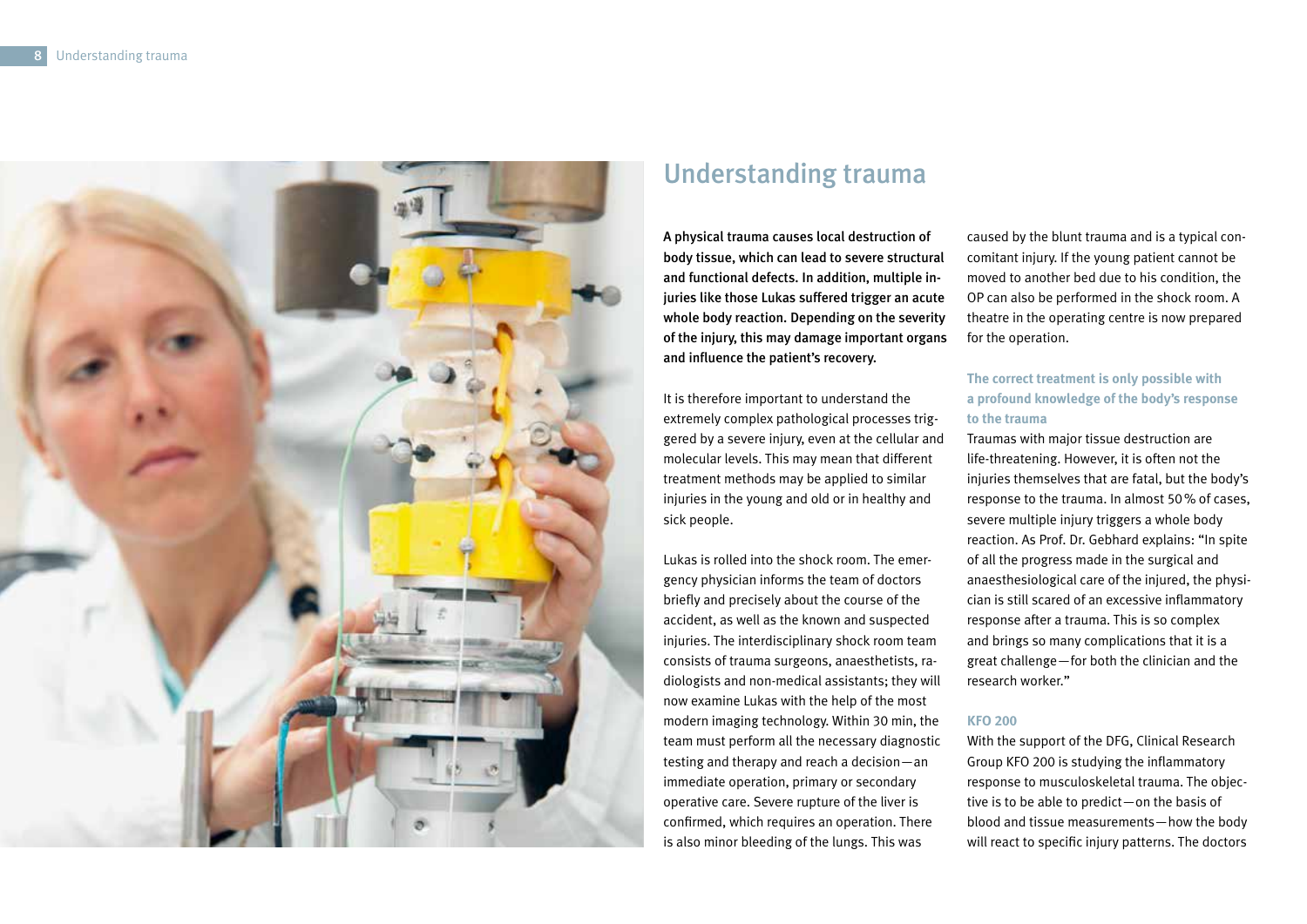# Understanding trauma

**A physical trauma causes local destruction of body tissue, which can lead to severe structural and functional defects. In addition, multiple injuries like those Lukas suffered trigger an acute whole body reaction. Depending on the severity of the injury, this may damage important organs and influence the patient's recovery.**

It is therefore important to understand the extremely complex pathological processes triggered by a severe injury, even at the cellular and molecular levels. This may mean that different treatment methods may be applied to similar injuries in the young and old or in healthy and sick people.

Lukas is rolled into the shock room. The emergency physician informs the team of doctors briefly and precisely about the course of the accident, as well as the known and suspected injuries. The interdisciplinary shock room team consists of trauma surgeons, anaesthetists, radiologists and non-medical assistants; they will now examine Lukas with the help of the most modern imaging technology. Within 30 min, the team must perform all the necessary diagnostic testing and therapy and reach a decision—an immediate operation, primary or secondary operative care. Severe rupture of the liver is confirmed, which requires an operation. There is also minor bleeding of the lungs. This was caused by the blunt trauma and is a typical concomitant injury. If the young patient cannot be moved to another bed due to his condition, the OP can also be performed in the shock room. A theatre in the operating centre is now prepared for the operation.

### The correct treatment is only possible with a profound knowledge of the body's response to the trauma

Traumas with major tissue destruction are life-threatening. However, it is often not the injuries themselves that are fatal, but the body's response to the trauma. In almost 50 % of cases, severe multiple injury triggers a whole body reaction. As Prof. Dr. Gebhard explains: "In spite of all the progress made in the surgical and anaesthesiological care of the injured, the physician is still scared of an excessive inflammatory response after a trauma. This is so complex and brings so many complications that it is a great challenge—for both the clinician and the research worker."

### KFO 200

With the support of the DFG, Clinical Research Group KFO 200 is studying the inflammatory response to musculoskeletal trauma. The objective is to be able to predict—on the basis of blood and tissue measurements—how the body will react to specific injury patterns. The doctors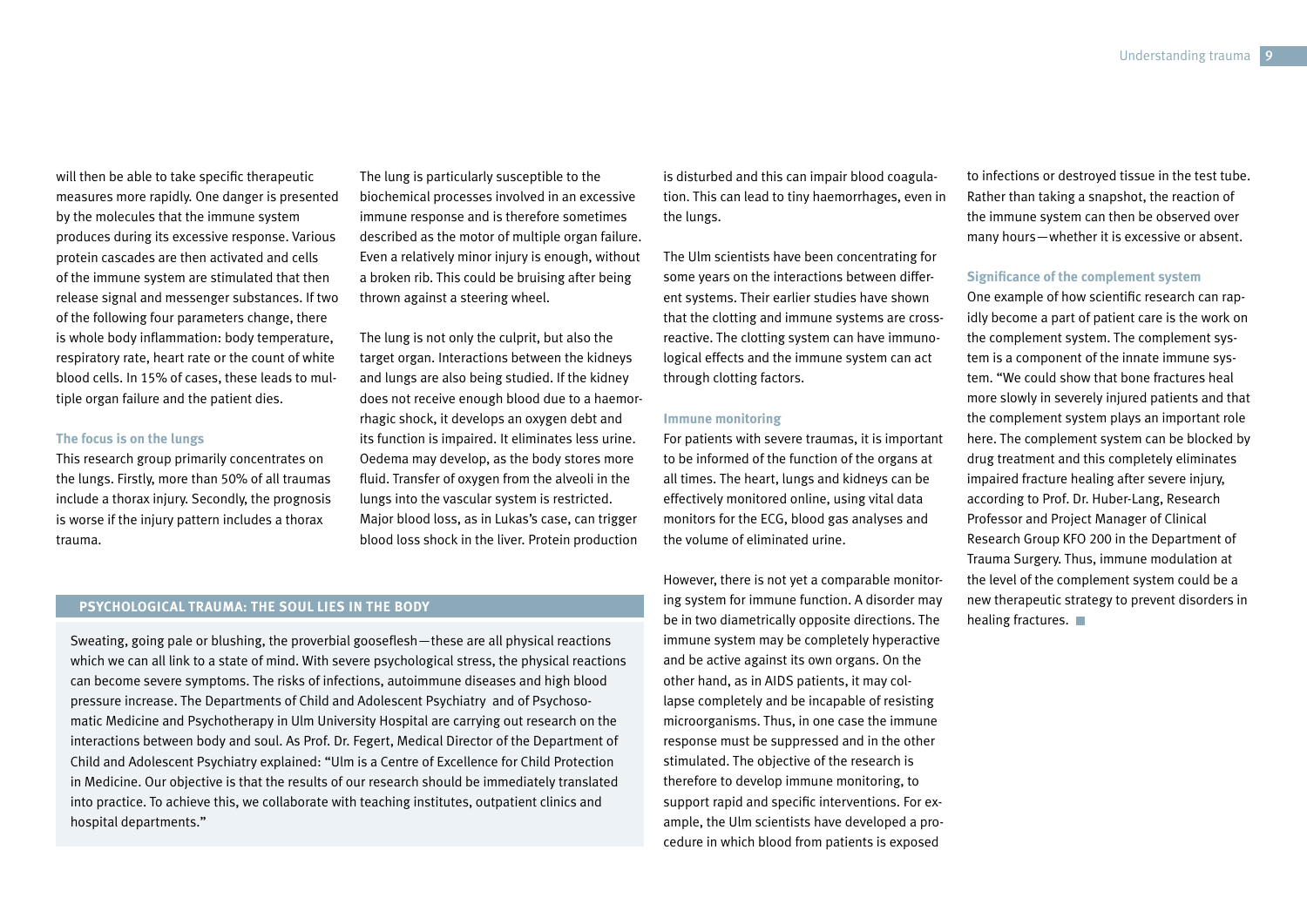will then be able to take specific therapeutic measures more rapidly. One danger is presented by the molecules that the immune system produces during its excessive response. Various protein cascades are then activated and cells of the immune system are stimulated that then release signal and messenger substances. If two of the following four parameters change, there is whole body inflammation: body temperature, respiratory rate, heart rate or the count of white blood cells. In 15% of cases, these leads to multiple organ failure and the patient dies.

### The focus is on the lungs

This research group primarily concentrates on the lungs. Firstly, more than 50% of all traumas include a thorax injury. Secondly, the prognosis is worse if the injury pattern includes a thorax trauma.

The lung is particularly susceptible to the biochemical processes involved in an excessive immune response and is therefore sometimes described as the motor of multiple organ failure. Even a relatively minor injury is enough, without a broken rib. This could be bruising after being thrown against a steering wheel.

The lung is not only the culprit, but also the target organ. Interactions between the kidneys and lungs are also being studied. If the kidney does not receive enough blood due to a haemorrhagic shock, it develops an oxygen debt and its function is impaired. It eliminates less urine. Oedema may develop, as the body stores more fluid. Transfer of oxygen from the alveoli in the lungs into the vascular system is restricted. Major blood loss, as in Lukas's case, can trigger blood loss shock in the liver. Protein production is disturbed and this can impair blood coagulation. This can lead to tiny haemorrhages, even in the lungs.

The Ulm scientists have been concentrating for some years on the interactions between different systems. Their earlier studies have shown that the clotting and immune systems are cross-reactive. The clotting system can have immunological effects and the immune system can act through clotting factors.

### Immune monitoring

For patients with severe traumas, it is important to be informed of the function of the organs at all times. The heart, lungs and kidneys can be effectively monitored online, using vital data monitors for the ECG, blood gas analyses and the volume of eliminated urine.

However, there is not yet a comparable monitoring system for immune function. A disorder may be in two diametrically opposite directions. The immune system may be completely hyperactive and be active against its own organs. On the other hand, as in AIDS patients, it may collapse completely and be incapable of resisting microorganisms. Thus, in one case the immune response must be suppressed and in the other stimulated. The objective of the research is therefore to develop immune monitoring, to support rapid and specific interventions. For example, the Ulm scientists have developed a procedure in which blood from patients is exposed to infections or destroyed tissue in the test tube. Rather than taking a snapshot, the reaction of the immune system can then be observed over many hours—whether it is excessive or absent.

### Significance of the complement system

One example of how scientific research can rapidly become a part of patient care is the work on the complement system. The complement system is a component of the innate immune system. "We could show that bone fractures heal more slowly in severely injured patients and that the complement system plays an important role here. The complement system can be blocked by drug treatment and this completely eliminates impaired fracture healing after severe injury, according to Prof. Dr. Huber-Lang, Research Professor and Project Manager of Clinical Research Group KFO 200 in the Department of Trauma Surgery. Thus, immune modulation at the level of the complement system could be a new therapeutic strategy to prevent disorders in healing fractures.

### PSYCHOLOGICAL TRAUMA: THE SOUL LIES IN THE BODY

Sweating, going pale or blushing, the proverbial gooseflesh—these are all physical reactions which we can all link to a state of mind. With severe psychological stress, the physical reactions can become severe symptoms. The risks of infections, autoimmune diseases and high blood pressure increase. The Departments of Child and Adolescent Psychiatry and of Psychosomatic Medicine and Psychotherapy in Ulm University Hospital are carrying out research on the interactions between body and soul. As Prof. Dr. Fegert, Medical Director of the Department of Child and Adolescent Psychiatry explained: "Ulm is a Centre of Excellence for Child Protection in Medicine. Our objective is that the results of our research should be immediately translated into practice. To achieve this, we collaborate with teaching institutes, outpatient clinics and hospital departments."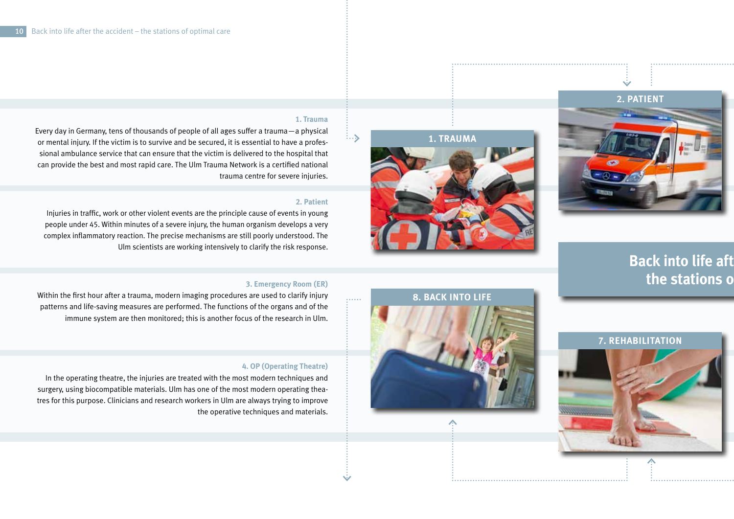### 1. Trauma

Every day in Germany, tens of thousands of people of all ages suffer a trauma—a physical or mental injury. If the victim is to survive and be secured, it is essential to have a professional ambulance service that can ensure that the victim is delivered to the hospital that can provide the best and most rapid care. The Ulm Trauma Network is a certified national trauma centre for severe injuries.

### 2. Patient

Injuries in traffic, work or other violent events are the principle cause of events in young people under 45. Within minutes of a severe injury, the human organism develops a very complex inflammatory reaction. The precise mechanisms are still poorly understood. The Ulm scientists are working intensively to clarify the risk response.

### 3. Emergency Room (ER)

Within the first hour after a trauma, modern imaging procedures are used to clarify injury patterns and life-saving measures are performed. The functions of the organs and of the immune system are then monitored; this is another focus of the research in Ulm.

### 4. OP (Operating Theatre)

In the operating theatre, the injuries are treated with the most modern techniques and surgery, using biocompatible materials. Ulm has one of the most modern operating theatres for this purpose. Clinicians and research workers in Ulm are always trying to improve the operative techniques and materials.

**1. TRAUMA**

**2. PATIENT**

**Back into life aft… the stations o…**

**8. BACK INTO LIFE**

**7. REHABILITATION**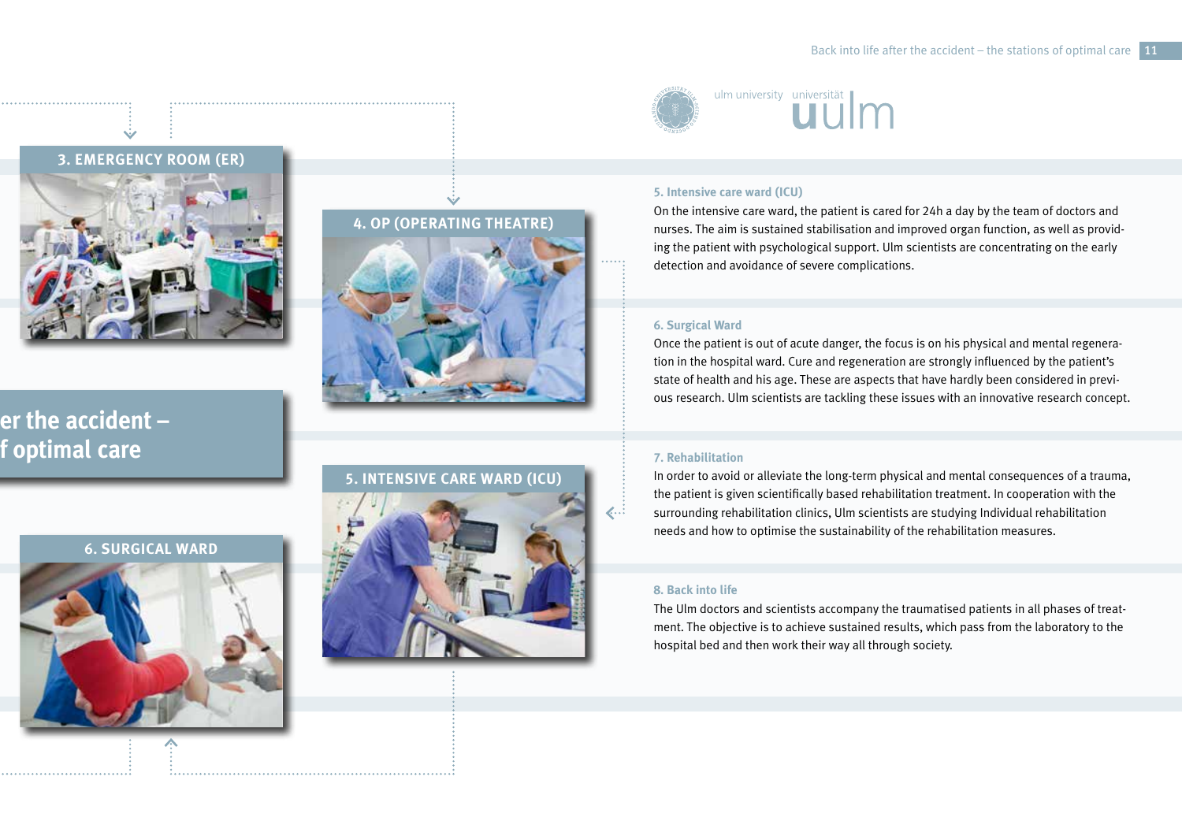### 3. EMERGENCY ROOM (ER)

### 4. OP (OPERATING THEATRE)

er the accident –
f optimal care

### 5. INTENSIVE CARE WARD (ICU)

### 6. SURGICAL WARD

ulm university universität uulm

#### 5. Intensive care ward (ICU)

On the intensive care ward, the patient is cared for 24h a day by the team of doctors and nurses. The aim is sustained stabilisation and improved organ function, as well as providing the patient with psychological support. Ulm scientists are concentrating on the early detection and avoidance of severe complications.

#### 6. Surgical Ward

Once the patient is out of acute danger, the focus is on his physical and mental regeneration in the hospital ward. Cure and regeneration are strongly influenced by the patient's state of health and his age. These are aspects that have hardly been considered in previous research. Ulm scientists are tackling these issues with an innovative research concept.

#### 7. Rehabilitation

In order to avoid or alleviate the long-term physical and mental consequences of a trauma, the patient is given scientifically based rehabilitation treatment. In cooperation with the surrounding rehabilitation clinics, Ulm scientists are studying Individual rehabilitation needs and how to optimise the sustainability of the rehabilitation measures.

#### 8. Back into life

The Ulm doctors and scientists accompany the traumatised patients in all phases of treatment. The objective is to achieve sustained results, which pass from the laboratory to the hospital bed and then work their way all through society.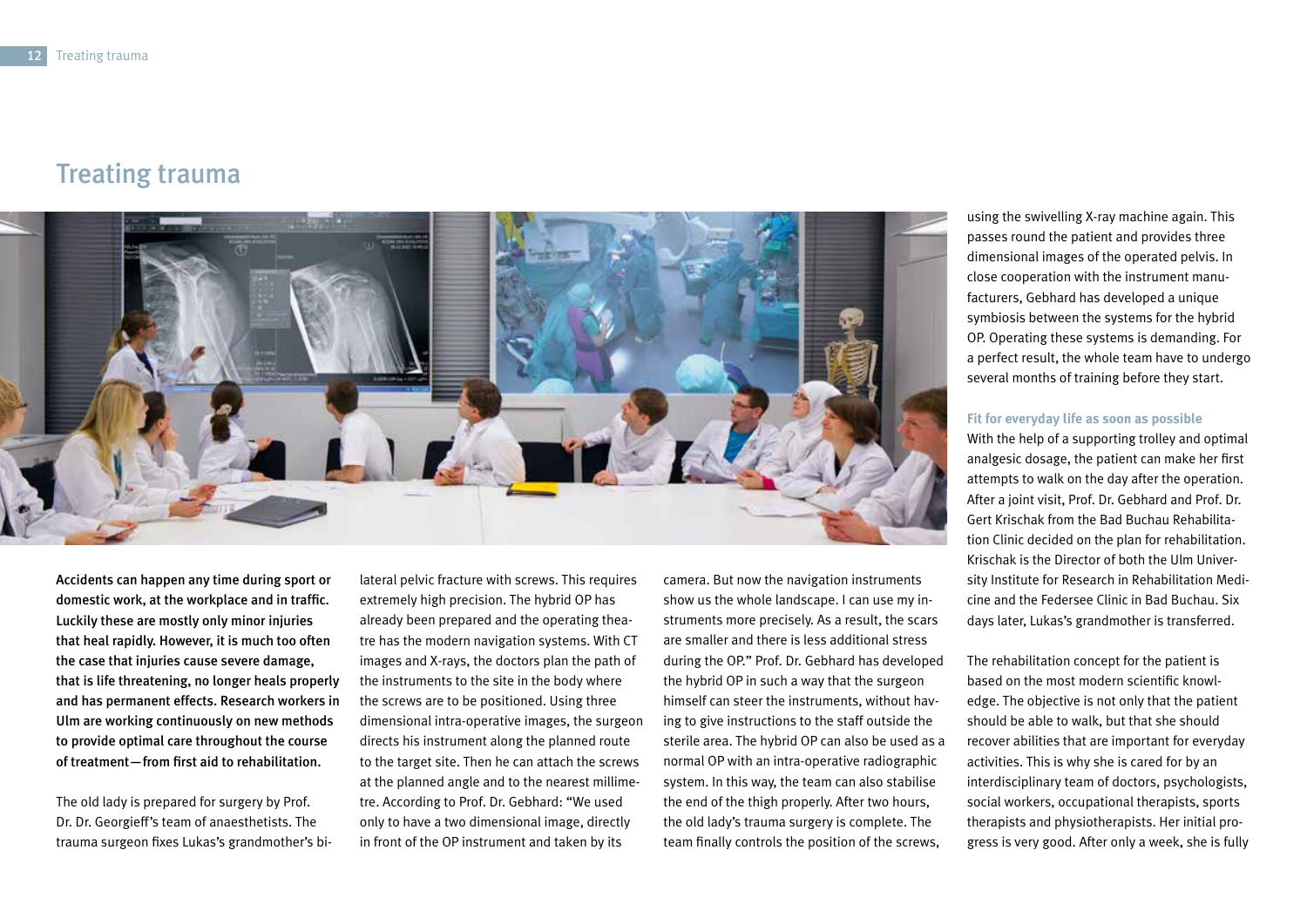# Treating trauma

**Accidents can happen any time during sport or domestic work, at the workplace and in traffic. Luckily these are mostly only minor injuries that heal rapidly. However, it is much too often the case that injuries cause severe damage, that is life threatening, no longer heals properly and has permanent effects. Research workers in Ulm are working continuously on new methods to provide optimal care throughout the course of treatment—from first aid to rehabilitation.**

The old lady is prepared for surgery by Prof. Dr. Dr. Georgieff's team of anaesthetists. The trauma surgeon fixes Lukas's grandmother's bilateral pelvic fracture with screws. This requires extremely high precision. The hybrid OP has already been prepared and the operating theatre has the modern navigation systems. With CT images and X-rays, the doctors plan the path of the instruments to the site in the body where the screws are to be positioned. Using three dimensional intra-operative images, the surgeon directs his instrument along the planned route to the target site. Then he can attach the screws at the planned angle and to the nearest millimetre. According to Prof. Dr. Gebhard: "We used only to have a two dimensional image, directly in front of the OP instrument and taken by its camera. But now the navigation instruments show us the whole landscape. I can use my instruments more precisely. As a result, the scars are smaller and there is less additional stress during the OP." Prof. Dr. Gebhard has developed the hybrid OP in such a way that the surgeon himself can steer the instruments, without having to give instructions to the staff outside the sterile area. The hybrid OP can also be used as a normal OP with an intra-operative radiographic system. In this way, the team can also stabilise the end of the thigh properly. After two hours, the old lady's trauma surgery is complete. The team finally controls the position of the screws, using the swivelling X-ray machine again. This passes round the patient and provides three dimensional images of the operated pelvis. In close cooperation with the instrument manufacturers, Gebhard has developed a unique symbiosis between the systems for the hybrid OP. Operating these systems is demanding. For a perfect result, the whole team have to undergo several months of training before they start.

### Fit for everyday life as soon as possible

With the help of a supporting trolley and optimal analgesic dosage, the patient can make her first attempts to walk on the day after the operation. After a joint visit, Prof. Dr. Gebhard and Prof. Dr. Gert Krischak from the Bad Buchau Rehabilitation Clinic decided on the plan for rehabilitation. Krischak is the Director of both the Ulm University Institute for Research in Rehabilitation Medicine and the Federsee Clinic in Bad Buchau. Six days later, Lukas's grandmother is transferred.

The rehabilitation concept for the patient is based on the most modern scientific knowledge. The objective is not only that the patient should be able to walk, but that she should recover abilities that are important for everyday activities. This is why she is cared for by an interdisciplinary team of doctors, psychologists, social workers, occupational therapists, sports therapists and physiotherapists. Her initial progress is very good. After only a week, she is fully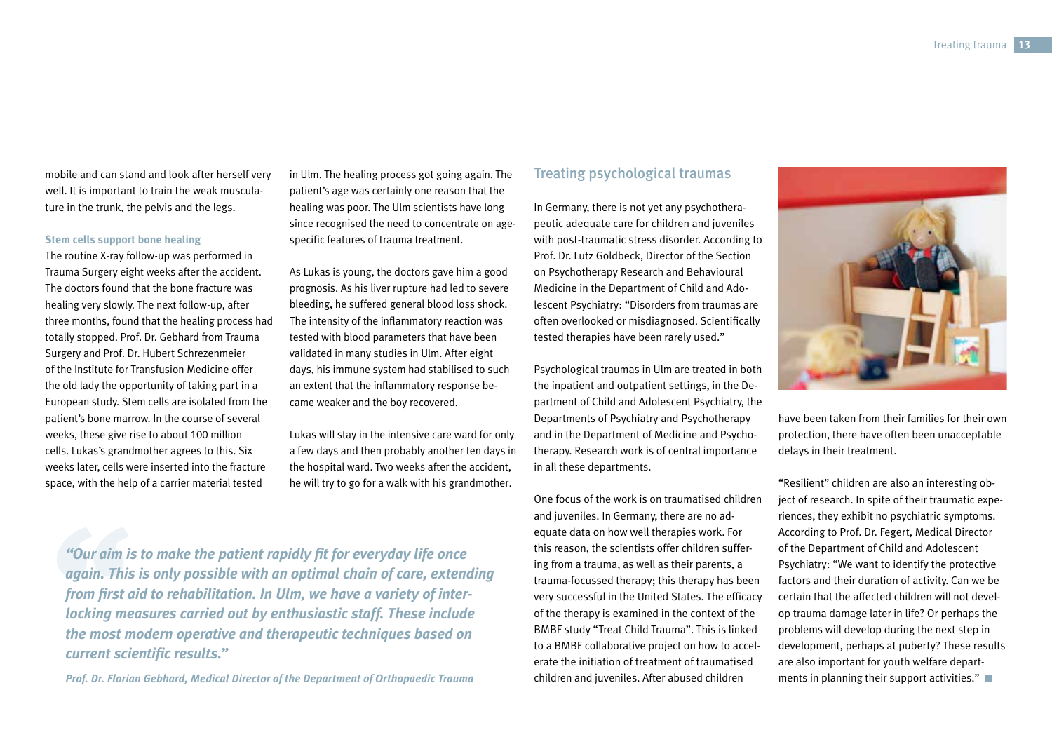mobile and can stand and look after herself very well. It is important to train the weak musculature in the trunk, the pelvis and the legs.

**Stem cells support bone healing**

The routine X-ray follow-up was performed in Trauma Surgery eight weeks after the accident. The doctors found that the bone fracture was healing very slowly. The next follow-up, after three months, found that the healing process had totally stopped. Prof. Dr. Gebhard from Trauma Surgery and Prof. Dr. Hubert Schrezenmeier of the Institute for Transfusion Medicine offer the old lady the opportunity of taking part in a European study. Stem cells are isolated from the patient's bone marrow. In the course of several weeks, these give rise to about 100 million cells. Lukas's grandmother agrees to this. Six weeks later, cells were inserted into the fracture space, with the help of a carrier material tested in Ulm. The healing process got going again. The patient's age was certainly one reason that the healing was poor. The Ulm scientists have long since recognised the need to concentrate on age-specific features of trauma treatment.

As Lukas is young, the doctors gave him a good prognosis. As his liver rupture had led to severe bleeding, he suffered general blood loss shock. The intensity of the inflammatory reaction was tested with blood parameters that have been validated in many studies in Ulm. After eight days, his immune system had stabilised to such an extent that the inflammatory response became weaker and the boy recovered.

Lukas will stay in the intensive care ward for only a few days and then probably another ten days in the hospital ward. Two weeks after the accident, he will try to go for a walk with his grandmother.

> ***"Our aim is to make the patient rapidly fit for everyday life once again. This is only possible with an optimal chain of care, extending from first aid to rehabilitation. In Ulm, we have a variety of interlocking measures carried out by enthusiastic staff. These include the most modern operative and therapeutic techniques based on current scientific results."***
>
> ***Prof. Dr. Florian Gebhard, Medical Director of the Department of Orthopaedic Trauma***

## Treating psychological traumas

In Germany, there is not yet any psychotherapeutic adequate care for children and juveniles with post-traumatic stress disorder. According to Prof. Dr. Lutz Goldbeck, Director of the Section on Psychotherapy Research and Behavioural Medicine in the Department of Child and Adolescent Psychiatry: "Disorders from traumas are often overlooked or misdiagnosed. Scientifically tested therapies have been rarely used."

Psychological traumas in Ulm are treated in both the inpatient and outpatient settings, in the Department of Child and Adolescent Psychiatry, the Departments of Psychiatry and Psychotherapy and in the Department of Medicine and Psychotherapy. Research work is of central importance in all these departments.

One focus of the work is on traumatised children and juveniles. In Germany, there are no adequate data on how well therapies work. For this reason, the scientists offer children suffering from a trauma, as well as their parents, a trauma-focussed therapy; this therapy has been very successful in the United States. The efficacy of the therapy is examined in the context of the BMBF study "Treat Child Trauma". This is linked to a BMBF collaborative project on how to accelerate the initiation of treatment of traumatised children and juveniles. After abused children have been taken from their families for their own protection, there have often been unacceptable delays in their treatment.

"Resilient" children are also an interesting object of research. In spite of their traumatic experiences, they exhibit no psychiatric symptoms. According to Prof. Dr. Fegert, Medical Director of the Department of Child and Adolescent Psychiatry: "We want to identify the protective factors and their duration of activity. Can we be certain that the affected children will not develop trauma damage later in life? Or perhaps the problems will develop during the next step in development, perhaps at puberty? These results are also important for youth welfare departments in planning their support activities."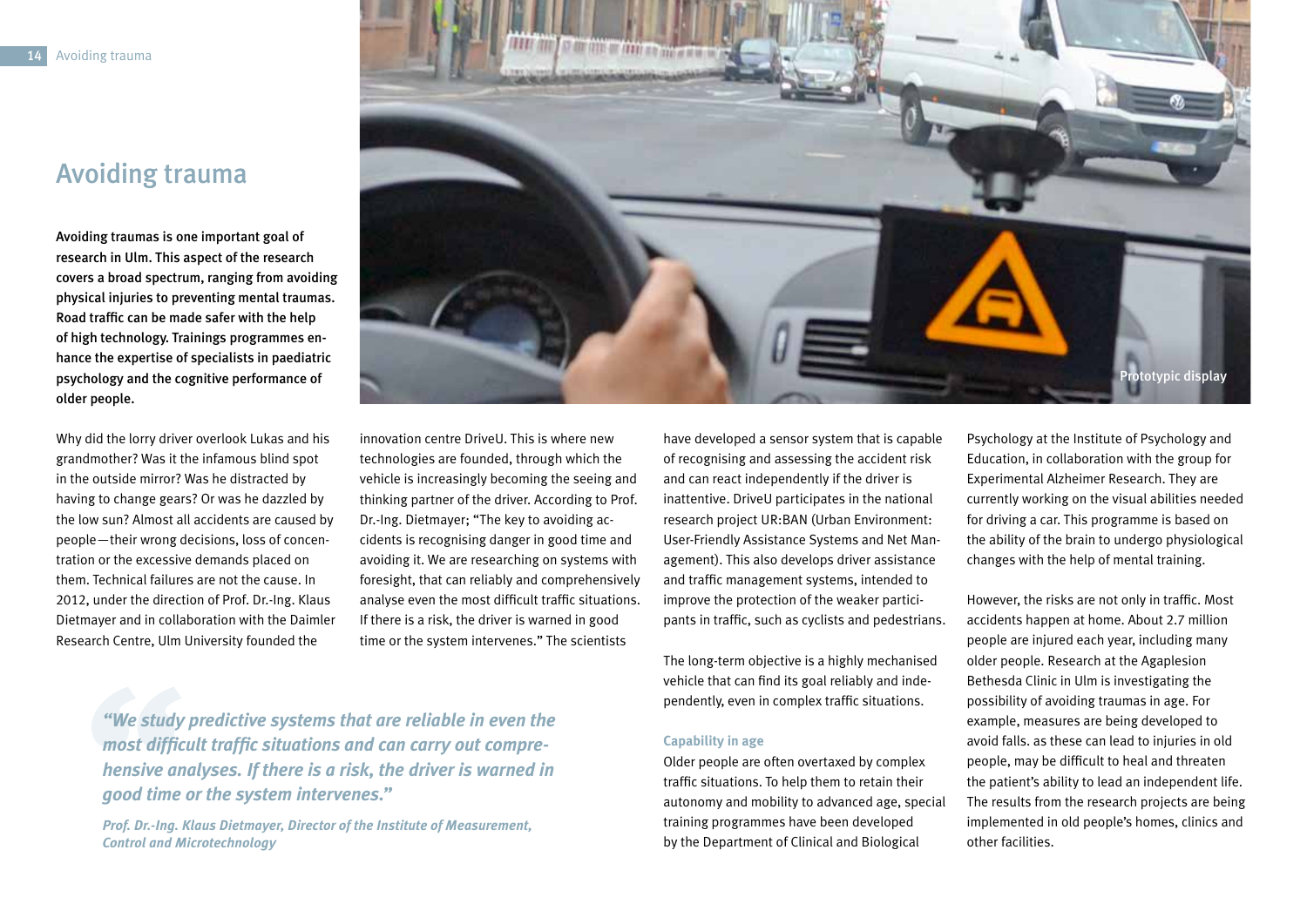# Avoiding trauma

**Avoiding traumas is one important goal of research in Ulm. This aspect of the research covers a broad spectrum, ranging from avoiding physical injuries to preventing mental traumas. Road traffic can be made safer with the help of high technology. Trainings programmes enhance the expertise of specialists in paediatric psychology and the cognitive performance of older people.**

Prototypic display

Why did the lorry driver overlook Lukas and his grandmother? Was it the infamous blind spot in the outside mirror? Was he distracted by having to change gears? Or was he dazzled by the low sun? Almost all accidents are caused by people—their wrong decisions, loss of concentration or the excessive demands placed on them. Technical failures are not the cause. In 2012, under the direction of Prof. Dr.-Ing. Klaus Dietmayer and in collaboration with the Daimler Research Centre, Ulm University founded the innovation centre DriveU. This is where new technologies are founded, through which the vehicle is increasingly becoming the seeing and thinking partner of the driver. According to Prof. Dr.-Ing. Dietmayer; "The key to avoiding accidents is recognising danger in good time and avoiding it. We are researching on systems with foresight, that can reliably and comprehensively analyse even the most difficult traffic situations. If there is a risk, the driver is warned in good time or the system intervenes." The scientists have developed a sensor system that is capable of recognising and assessing the accident risk and can react independently if the driver is inattentive. DriveU participates in the national research project UR:BAN (Urban Environment: User-Friendly Assistance Systems and Net Management). This also develops driver assistance and traffic management systems, intended to improve the protection of the weaker participants in traffic, such as cyclists and pedestrians.

> ***"We study predictive systems that are reliable in even the most difficult traffic situations and can carry out comprehensive analyses. If there is a risk, the driver is warned in good time or the system intervenes."***
>
> ***Prof. Dr.-Ing. Klaus Dietmayer, Director of the Institute of Measurement, Control and Microtechnology***

The long-term objective is a highly mechanised vehicle that can find its goal reliably and independently, even in complex traffic situations.

### Capability in age

Older people are often overtaxed by complex traffic situations. To help them to retain their autonomy and mobility to advanced age, special training programmes have been developed by the Department of Clinical and Biological Psychology at the Institute of Psychology and Education, in collaboration with the group for Experimental Alzheimer Research. They are currently working on the visual abilities needed for driving a car. This programme is based on the ability of the brain to undergo physiological changes with the help of mental training.

However, the risks are not only in traffic. Most accidents happen at home. About 2.7 million people are injured each year, including many older people. Research at the Agaplesion Bethesda Clinic in Ulm is investigating the possibility of avoiding traumas in age. For example, measures are being developed to avoid falls. as these can lead to injuries in old people, may be difficult to heal and threaten the patient's ability to lead an independent life. The results from the research projects are being implemented in old people's homes, clinics and other facilities.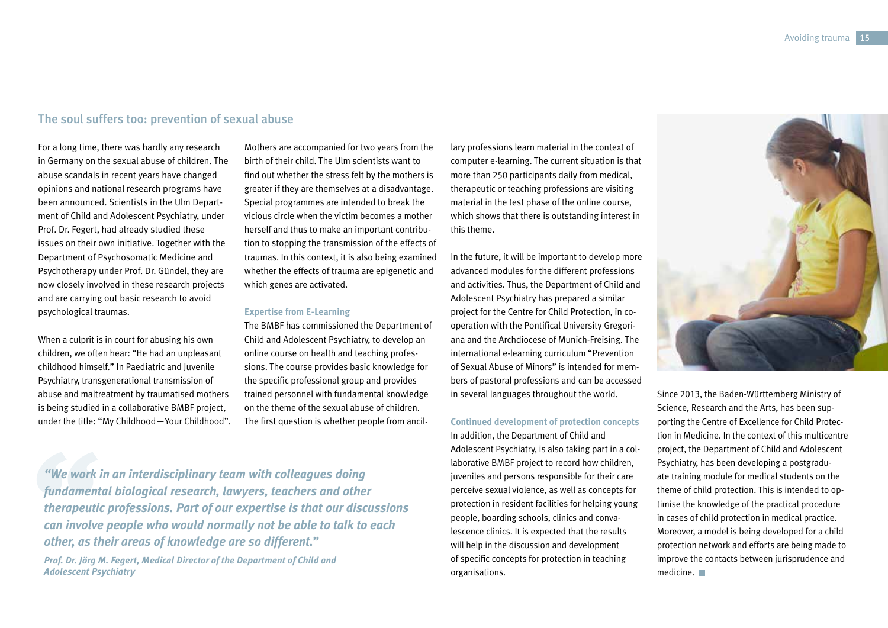## The soul suffers too: prevention of sexual abuse

For a long time, there was hardly any research in Germany on the sexual abuse of children. The abuse scandals in recent years have changed opinions and national research programs have been announced. Scientists in the Ulm Department of Child and Adolescent Psychiatry, under Prof. Dr. Fegert, had already studied these issues on their own initiative. Together with the Department of Psychosomatic Medicine and Psychotherapy under Prof. Dr. Gündel, they are now closely involved in these research projects and are carrying out basic research to avoid psychological traumas.

When a culprit is in court for abusing his own children, we often hear: "He had an unpleasant childhood himself." In Paediatric and Juvenile Psychiatry, transgenerational transmission of abuse and maltreatment by traumatised mothers is being studied in a collaborative BMBF project, under the title: "My Childhood—Your Childhood". Mothers are accompanied for two years from the birth of their child. The Ulm scientists want to find out whether the stress felt by the mothers is greater if they are themselves at a disadvantage. Special programmes are intended to break the vicious circle when the victim becomes a mother herself and thus to make an important contribution to stopping the transmission of the effects of traumas. In this context, it is also being examined whether the effects of trauma are epigenetic and which genes are activated.

### Expertise from E-Learning

The BMBF has commissioned the Department of Child and Adolescent Psychiatry, to develop an online course on health and teaching professions. The course provides basic knowledge for the specific professional group and provides trained personnel with fundamental knowledge on the theme of the sexual abuse of children. The first question is whether people from ancillary professions learn material in the context of computer e-learning. The current situation is that more than 250 participants daily from medical, therapeutic or teaching professions are visiting material in the test phase of the online course, which shows that there is outstanding interest in this theme.

In the future, it will be important to develop more advanced modules for the different professions and activities. Thus, the Department of Child and Adolescent Psychiatry has prepared a similar project for the Centre for Child Protection, in cooperation with the Pontifical University Gregoriana and the Archdiocese of Munich-Freising. The international e-learning curriculum "Prevention of Sexual Abuse of Minors" is intended for members of pastoral professions and can be accessed in several languages throughout the world.

> ***"We work in an interdisciplinary team with colleagues doing fundamental biological research, lawyers, teachers and other therapeutic professions. Part of our expertise is that our discussions can involve people who would normally not be able to talk to each other, as their areas of knowledge are so different."***
>
> ***Prof. Dr. Jörg M. Fegert, Medical Director of the Department of Child and Adolescent Psychiatry***

### Continued development of protection concepts

In addition, the Department of Child and Adolescent Psychiatry, is also taking part in a collaborative BMBF project to record how children, juveniles and persons responsible for their care perceive sexual violence, as well as concepts for protection in resident facilities for helping young people, boarding schools, clinics and convalescence clinics. It is expected that the results will help in the discussion and development of specific concepts for protection in teaching organisations.

Since 2013, the Baden-Württemberg Ministry of Science, Research and the Arts, has been supporting the Centre of Excellence for Child Protection in Medicine. In the context of this multicentre project, the Department of Child and Adolescent Psychiatry, has been developing a postgraduate training module for medical students on the theme of child protection. This is intended to optimise the knowledge of the practical procedure in cases of child protection in medical practice. Moreover, a model is being developed for a child protection network and efforts are being made to improve the contacts between jurisprudence and medicine.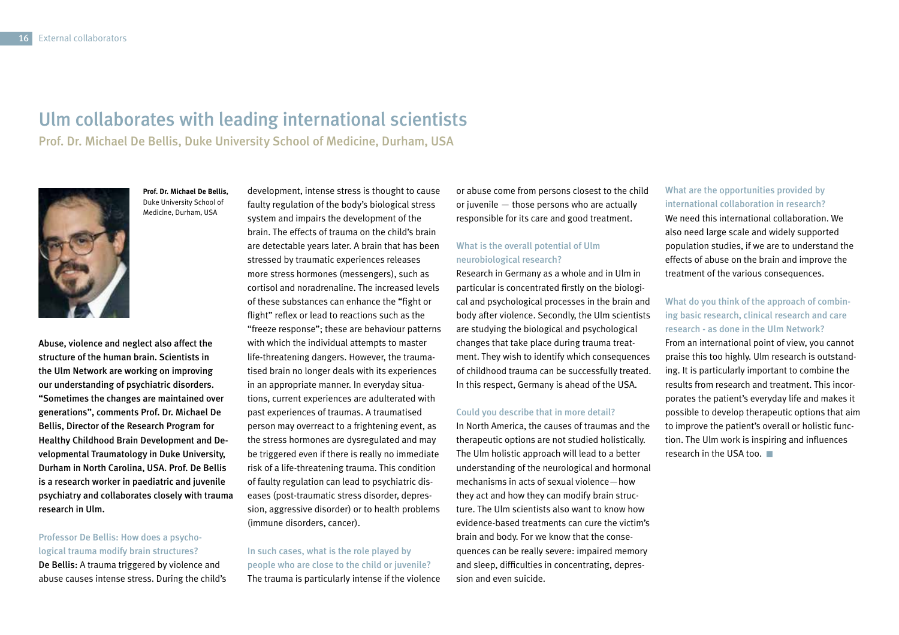# Ulm collaborates with leading international scientists

## Prof. Dr. Michael De Bellis, Duke University School of Medicine, Durham, USA

**Prof. Dr. Michael De Bellis,** Duke University School of Medicine, Durham, USA

**Abuse, violence and neglect also affect the structure of the human brain. Scientists in the Ulm Network are working on improving our understanding of psychiatric disorders. "Sometimes the changes are maintained over generations", comments Prof. Dr. Michael De Bellis, Director of the Research Program for Healthy Childhood Brain Development and Developmental Traumatology in Duke University, Durham in North Carolina, USA. Prof. De Bellis is a research worker in paediatric and juvenile psychiatry and collaborates closely with trauma research in Ulm.**

### Professor De Bellis: How does a psychological trauma modify brain structures?

**De Bellis:** A trauma triggered by violence and abuse causes intense stress. During the child's development, intense stress is thought to cause faulty regulation of the body's biological stress system and impairs the development of the brain. The effects of trauma on the child's brain are detectable years later. A brain that has been stressed by traumatic experiences releases more stress hormones (messengers), such as cortisol and noradrenaline. The increased levels of these substances can enhance the "fight or flight" reflex or lead to reactions such as the "freeze response"; these are behaviour patterns with which the individual attempts to master life-threatening dangers. However, the traumatised brain no longer deals with its experiences in an appropriate manner. In everyday situations, current experiences are adulterated with past experiences of traumas. A traumatised person may overreact to a frightening event, as the stress hormones are dysregulated and may be triggered even if there is really no immediate risk of a life-threatening trauma. This condition of faulty regulation can lead to psychiatric diseases (post-traumatic stress disorder, depression, aggressive disorder) or to health problems (immune disorders, cancer).

### In such cases, what is the role played by people who are close to the child or juvenile?

The trauma is particularly intense if the violence or abuse come from persons closest to the child or juvenile — those persons who are actually responsible for its care and good treatment.

### What is the overall potential of Ulm neurobiological research?

Research in Germany as a whole and in Ulm in particular is concentrated firstly on the biological and psychological processes in the brain and body after violence. Secondly, the Ulm scientists are studying the biological and psychological changes that take place during trauma treatment. They wish to identify which consequences of childhood trauma can be successfully treated. In this respect, Germany is ahead of the USA.

### Could you describe that in more detail?

In North America, the causes of traumas and the therapeutic options are not studied holistically. The Ulm holistic approach will lead to a better understanding of the neurological and hormonal mechanisms in acts of sexual violence—how they act and how they can modify brain structure. The Ulm scientists also want to know how evidence-based treatments can cure the victim's brain and body. For we know that the consequences can be really severe: impaired memory and sleep, difficulties in concentrating, depression and even suicide.

### What are the opportunities provided by international collaboration in research?

We need this international collaboration. We also need large scale and widely supported population studies, if we are to understand the effects of abuse on the brain and improve the treatment of the various consequences.

### What do you think of the approach of combining basic research, clinical research and care research - as done in the Ulm Network?

From an international point of view, you cannot praise this too highly. Ulm research is outstanding. It is particularly important to combine the results from research and treatment. This incorporates the patient's everyday life and makes it possible to develop therapeutic options that aim to improve the patient's overall or holistic function. The Ulm work is inspiring and influences research in the USA too.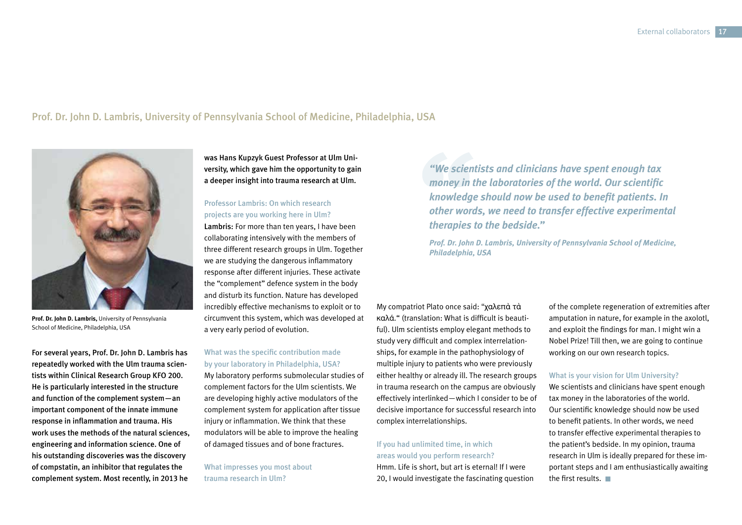## Prof. Dr. John D. Lambris, University of Pennsylvania School of Medicine, Philadelphia, USA

**Prof. Dr. John D. Lambris,** University of Pennsylvania School of Medicine, Philadelphia, USA

**For several years, Prof. Dr. John D. Lambris has repeatedly worked with the Ulm trauma scientists within Clinical Research Group KFO 200. He is particularly interested in the structure and function of the complement system—an important component of the innate immune response in inflammation and trauma. His work uses the methods of the natural sciences, engineering and information science. One of his outstanding discoveries was the discovery of compstatin, an inhibitor that regulates the complement system. Most recently, in 2013 he was Hans Kupzyk Guest Professor at Ulm University, which gave him the opportunity to gain a deeper insight into trauma research at Ulm.**

### Professor Lambris: On which research projects are you working here in Ulm?

**Lambris:** For more than ten years, I have been collaborating intensively with the members of three different research groups in Ulm. Together we are studying the dangerous inflammatory response after different injuries. These activate the "complement" defence system in the body and disturb its function. Nature has developed incredibly effective mechanisms to exploit or to circumvent this system, which was developed at a very early period of evolution.

### What was the specific contribution made by your laboratory in Philadelphia, USA?

My laboratory performs submolecular studies of complement factors for the Ulm scientists. We are developing highly active modulators of the complement system for application after tissue injury or inflammation. We think that these modulators will be able to improve the healing of damaged tissues and of bone fractures.

### What impresses you most about trauma research in Ulm?

My compatriot Plato once said: "χαλεπὰ τὰ καλά." (translation: What is difficult is beautiful). Ulm scientists employ elegant methods to study very difficult and complex interrelationships, for example in the pathophysiology of multiple injury to patients who were previously either healthy or already ill. The research groups in trauma research on the campus are obviously effectively interlinked—which I consider to be of decisive importance for successful research into complex interrelationships.

### If you had unlimited time, in which areas would you perform research?

Hmm. Life is short, but art is eternal! If I were 20, I would investigate the fascinating question of the complete regeneration of extremities after amputation in nature, for example in the axolotl, and exploit the findings for man. I might win a Nobel Prize! Till then, we are going to continue working on our own research topics.

### What is your vision for Ulm University?

We scientists and clinicians have spent enough tax money in the laboratories of the world. Our scientific knowledge should now be used to benefit patients. In other words, we need to transfer effective experimental therapies to the patient's bedside. In my opinion, trauma research in Ulm is ideally prepared for these important steps and I am enthusiastically awaiting the first results.

> ***"We scientists and clinicians have spent enough tax money in the laboratories of the world. Our scientific knowledge should now be used to benefit patients. In other words, we need to transfer effective experimental therapies to the bedside."***
>
> ***Prof. Dr. John D. Lambris, University of Pennsylvania School of Medicine, Philadelphia, USA***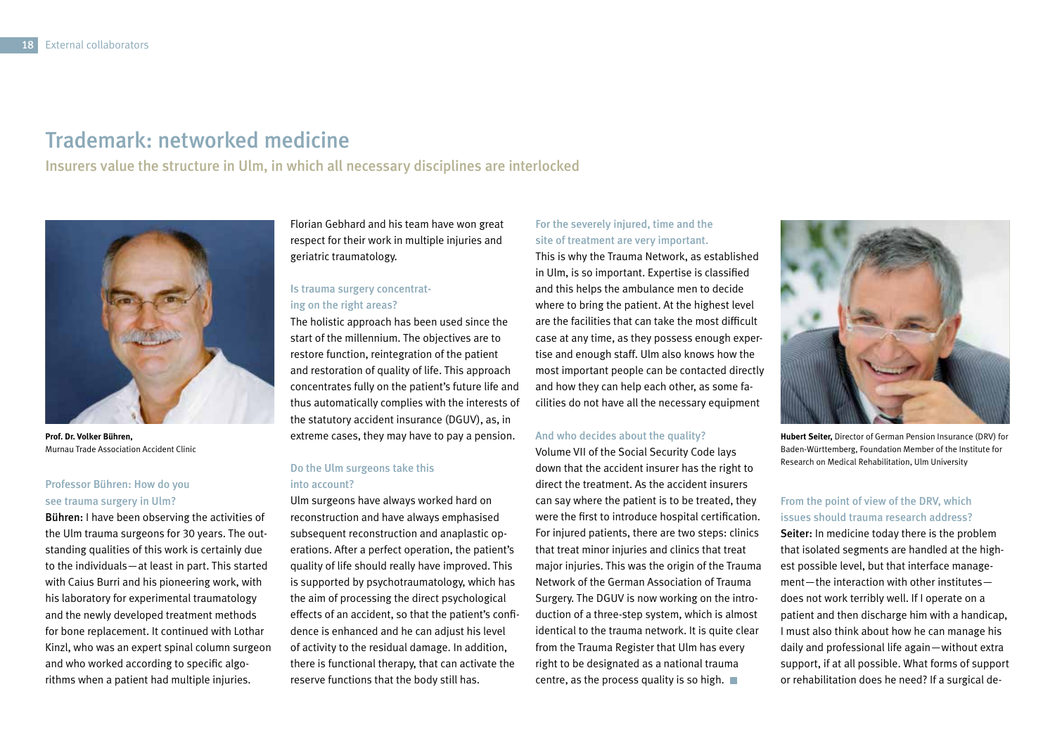# Trademark: networked medicine

## Insurers value the structure in Ulm, in which all necessary disciplines are interlocked

**Prof. Dr. Volker Bühren,**
Murnau Trade Association Accident Clinic

### Professor Bühren: How do you see trauma surgery in Ulm?

**Bühren:** I have been observing the activities of the Ulm trauma surgeons for 30 years. The outstanding qualities of this work is certainly due to the individuals—at least in part. This started with Caius Burri and his pioneering work, with his laboratory for experimental traumatology and the newly developed treatment methods for bone replacement. It continued with Lothar Kinzl, who was an expert spinal column surgeon and who worked according to specific algorithms when a patient had multiple injuries. Florian Gebhard and his team have won great respect for their work in multiple injuries and geriatric traumatology.

### Is trauma surgery concentrating on the right areas?

The holistic approach has been used since the start of the millennium. The objectives are to restore function, reintegration of the patient and restoration of quality of life. This approach concentrates fully on the patient's future life and thus automatically complies with the interests of the statutory accident insurance (DGUV), as, in extreme cases, they may have to pay a pension.

### Do the Ulm surgeons take this into account?

Ulm surgeons have always worked hard on reconstruction and have always emphasised subsequent reconstruction and anaplastic operations. After a perfect operation, the patient's quality of life should really have improved. This is supported by psychotraumatology, which has the aim of processing the direct psychological effects of an accident, so that the patient's confidence is enhanced and he can adjust his level of activity to the residual damage. In addition, there is functional therapy, that can activate the reserve functions that the body still has.

### For the severely injured, time and the site of treatment are very important.

This is why the Trauma Network, as established in Ulm, is so important. Expertise is classified and this helps the ambulance men to decide where to bring the patient. At the highest level are the facilities that can take the most difficult case at any time, as they possess enough expertise and enough staff. Ulm also knows how the most important people can be contacted directly and how they can help each other, as some facilities do not have all the necessary equipment

### And who decides about the quality?

Volume VII of the Social Security Code lays down that the accident insurer has the right to direct the treatment. As the accident insurers can say where the patient is to be treated, they were the first to introduce hospital certification. For injured patients, there are two steps: clinics that treat minor injuries and clinics that treat major injuries. This was the origin of the Trauma Network of the German Association of Trauma Surgery. The DGUV is now working on the introduction of a three-step system, which is almost identical to the trauma network. It is quite clear from the Trauma Register that Ulm has every right to be designated as a national trauma centre, as the process quality is so high. ■

**Hubert Seiter,** Director of German Pension Insurance (DRV) for Baden-Württemberg, Foundation Member of the Institute for Research on Medical Rehabilitation, Ulm University

### From the point of view of the DRV, which issues should trauma research address?

**Seiter:** In medicine today there is the problem that isolated segments are handled at the highest possible level, but that interface management—the interaction with other institutes—does not work terribly well. If I operate on a patient and then discharge him with a handicap, I must also think about how he can manage his daily and professional life again—without extra support, if at all possible. What forms of support or rehabilitation does he need? If a surgical de-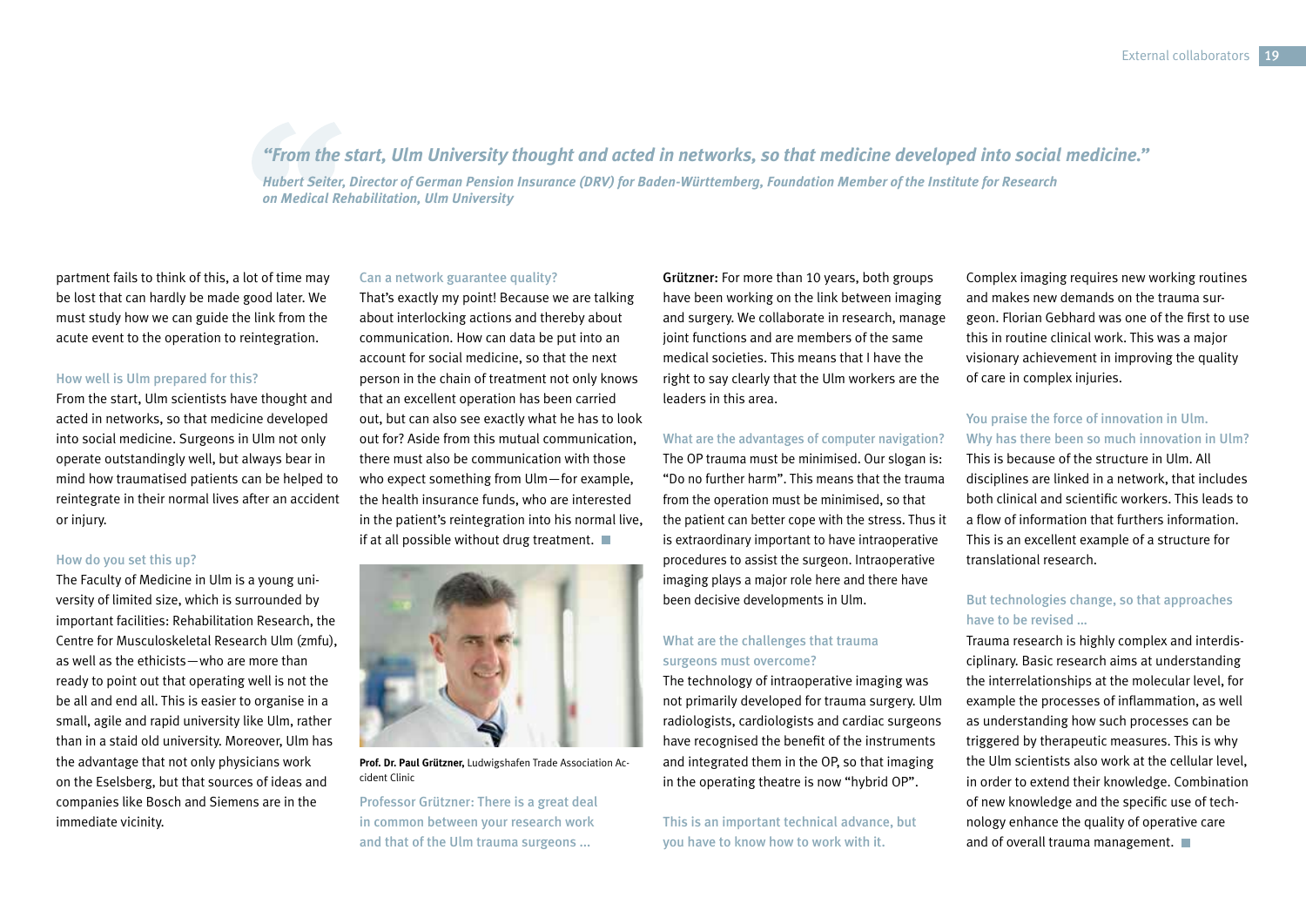> ***"From the start, Ulm University thought and acted in networks, so that medicine developed into social medicine."***
>
> ***Hubert Seiter, Director of German Pension Insurance (DRV) for Baden-Württemberg, Foundation Member of the Institute for Research on Medical Rehabilitation, Ulm University***

partment fails to think of this, a lot of time may be lost that can hardly be made good later. We must study how we can guide the link from the acute event to the operation to reintegration.

**How well is Ulm prepared for this?**

From the start, Ulm scientists have thought and acted in networks, so that medicine developed into social medicine. Surgeons in Ulm not only operate outstandingly well, but always bear in mind how traumatised patients can be helped to reintegrate in their normal lives after an accident or injury.

**How do you set this up?**

The Faculty of Medicine in Ulm is a young university of limited size, which is surrounded by important facilities: Rehabilitation Research, the Centre for Musculoskeletal Research Ulm (zmfu), as well as the ethicists—who are more than ready to point out that operating well is not the be all and end all. This is easier to organise in a small, agile and rapid university like Ulm, rather than in a staid old university. Moreover, Ulm has the advantage that not only physicians work on the Eselsberg, but that sources of ideas and companies like Bosch and Siemens are in the immediate vicinity.

**Can a network guarantee quality?**

That's exactly my point! Because we are talking about interlocking actions and thereby about communication. How can data be put into an account for social medicine, so that the next person in the chain of treatment not only knows that an excellent operation has been carried out, but can also see exactly what he has to look out for? Aside from this mutual communication, there must also be communication with those who expect something from Ulm—for example, the health insurance funds, who are interested in the patient's reintegration into his normal live, if at all possible without drug treatment.

**Prof. Dr. Paul Grützner,** Ludwigshafen Trade Association Accident Clinic

**Professor Grützner: There is a great deal in common between your research work and that of the Ulm trauma surgeons ...**

**Grützner:** For more than 10 years, both groups have been working on the link between imaging and surgery. We collaborate in research, manage joint functions and are members of the same medical societies. This means that I have the right to say clearly that the Ulm workers are the leaders in this area.

**What are the advantages of computer navigation?**

The OP trauma must be minimised. Our slogan is: "Do no further harm". This means that the trauma from the operation must be minimised, so that the patient can better cope with the stress. Thus it is extraordinary important to have intraoperative procedures to assist the surgeon. Intraoperative imaging plays a major role here and there have been decisive developments in Ulm.

**What are the challenges that trauma surgeons must overcome?**

The technology of intraoperative imaging was not primarily developed for trauma surgery. Ulm radiologists, cardiologists and cardiac surgeons have recognised the benefit of the instruments and integrated them in the OP, so that imaging in the operating theatre is now "hybrid OP".

**This is an important technical advance, but you have to know how to work with it.**

Complex imaging requires new working routines and makes new demands on the trauma surgeon. Florian Gebhard was one of the first to use this in routine clinical work. This was a major visionary achievement in improving the quality of care in complex injuries.

**You praise the force of innovation in Ulm. Why has there been so much innovation in Ulm?**

This is because of the structure in Ulm. All disciplines are linked in a network, that includes both clinical and scientific workers. This leads to a flow of information that furthers information. This is an excellent example of a structure for translational research.

**But technologies change, so that approaches have to be revised ...**

Trauma research is highly complex and interdisciplinary. Basic research aims at understanding the interrelationships at the molecular level, for example the processes of inflammation, as well as understanding how such processes can be triggered by therapeutic measures. This is why the Ulm scientists also work at the cellular level, in order to extend their knowledge. Combination of new knowledge and the specific use of technology enhance the quality of operative care and of overall trauma management.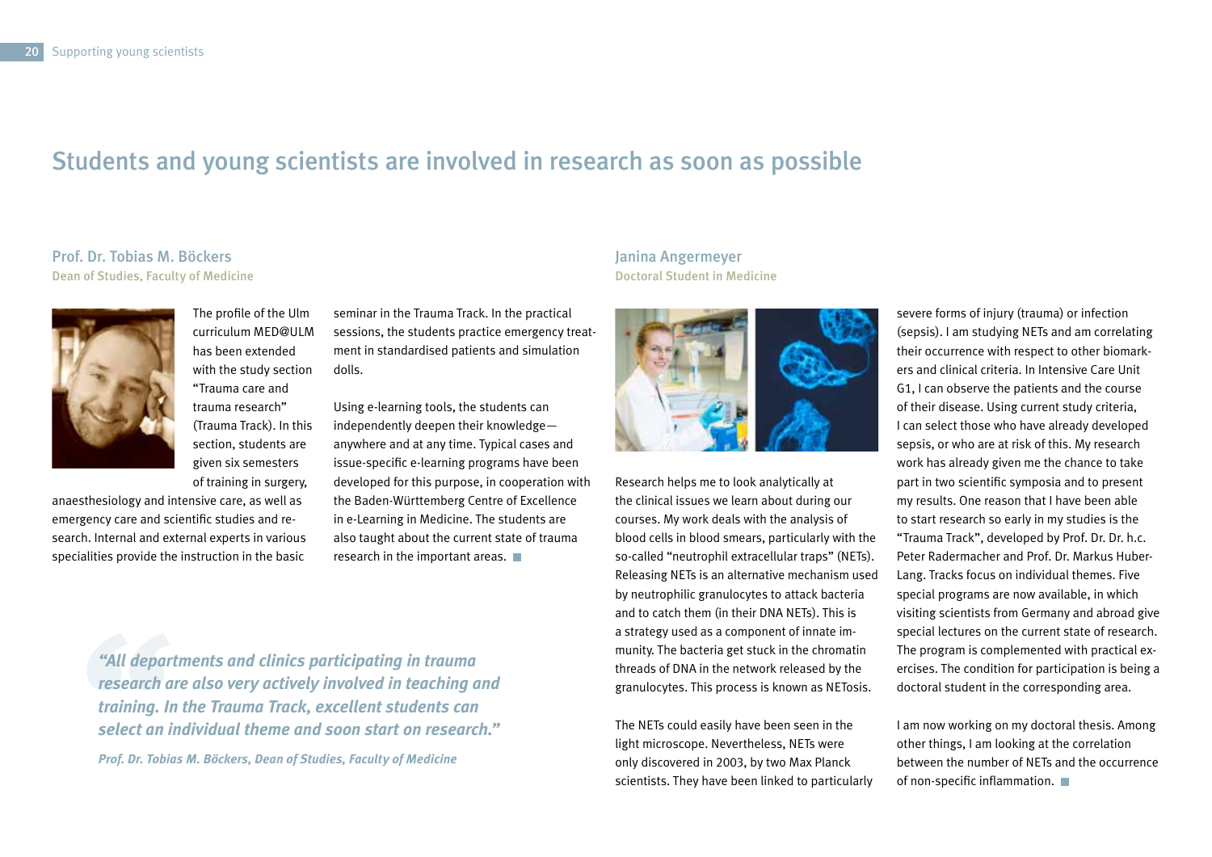# Students and young scientists are involved in research as soon as possible

## Prof. Dr. Tobias M. Böckers

Dean of Studies, Faculty of Medicine

The profile of the Ulm curriculum MED@ULM has been extended with the study section "Trauma care and trauma research" (Trauma Track). In this section, students are given six semesters of training in surgery, anaesthesiology and intensive care, as well as emergency care and scientific studies and research. Internal and external experts in various specialities provide the instruction in the basic seminar in the Trauma Track. In the practical sessions, the students practice emergency treatment in standardised patients and simulation dolls.

Using e-learning tools, the students can independently deepen their knowledge—anywhere and at any time. Typical cases and issue-specific e-learning programs have been developed for this purpose, in cooperation with the Baden-Württemberg Centre of Excellence in e-Learning in Medicine. The students are also taught about the current state of trauma research in the important areas.

> ***"All departments and clinics participating in trauma research are also very actively involved in teaching and training. In the Trauma Track, excellent students can select an individual theme and soon start on research."***
>
> ***Prof. Dr. Tobias M. Böckers, Dean of Studies, Faculty of Medicine***

## Janina Angermeyer

Doctoral Student in Medicine

Research helps me to look analytically at the clinical issues we learn about during our courses. My work deals with the analysis of blood cells in blood smears, particularly with the so-called "neutrophil extracellular traps" (NETs). Releasing NETs is an alternative mechanism used by neutrophilic granulocytes to attack bacteria and to catch them (in their DNA NETs). This is a strategy used as a component of innate immunity. The bacteria get stuck in the chromatin threads of DNA in the network released by the granulocytes. This process is known as NETosis.

The NETs could easily have been seen in the light microscope. Nevertheless, NETs were only discovered in 2003, by two Max Planck scientists. They have been linked to particularly severe forms of injury (trauma) or infection (sepsis). I am studying NETs and am correlating their occurrence with respect to other biomarkers and clinical criteria. In Intensive Care Unit G1, I can observe the patients and the course of their disease. Using current study criteria, I can select those who have already developed sepsis, or who are at risk of this. My research work has already given me the chance to take part in two scientific symposia and to present my results. One reason that I have been able to start research so early in my studies is the "Trauma Track", developed by Prof. Dr. Dr. h.c. Peter Radermacher and Prof. Dr. Markus Huber-Lang. Tracks focus on individual themes. Five special programs are now available, in which visiting scientists from Germany and abroad give special lectures on the current state of research. The program is complemented with practical exercises. The condition for participation is being a doctoral student in the corresponding area.

I am now working on my doctoral thesis. Among other things, I am looking at the correlation between the number of NETs and the occurrence of non-specific inflammation.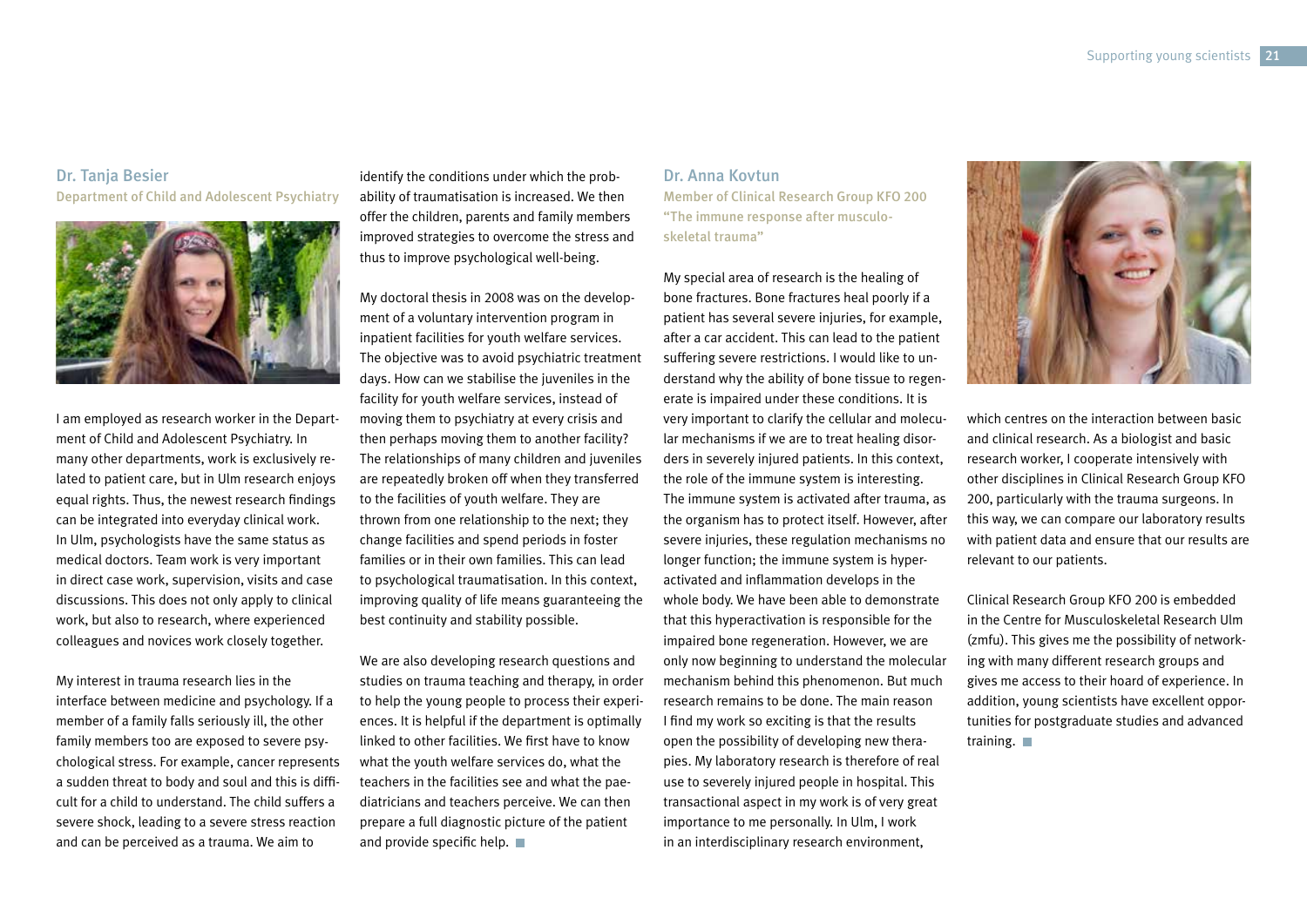### Dr. Tanja Besier

Department of Child and Adolescent Psychiatry

I am employed as research worker in the Department of Child and Adolescent Psychiatry. In many other departments, work is exclusively related to patient care, but in Ulm research enjoys equal rights. Thus, the newest research findings can be integrated into everyday clinical work. In Ulm, psychologists have the same status as medical doctors. Team work is very important in direct case work, supervision, visits and case discussions. This does not only apply to clinical work, but also to research, where experienced colleagues and novices work closely together.

My interest in trauma research lies in the interface between medicine and psychology. If a member of a family falls seriously ill, the other family members too are exposed to severe psychological stress. For example, cancer represents a sudden threat to body and soul and this is difficult for a child to understand. The child suffers a severe shock, leading to a severe stress reaction and can be perceived as a trauma. We aim to identify the conditions under which the probability of traumatisation is increased. We then offer the children, parents and family members improved strategies to overcome the stress and thus to improve psychological well-being.

My doctoral thesis in 2008 was on the development of a voluntary intervention program in inpatient facilities for youth welfare services. The objective was to avoid psychiatric treatment days. How can we stabilise the juveniles in the facility for youth welfare services, instead of moving them to psychiatry at every crisis and then perhaps moving them to another facility? The relationships of many children and juveniles are repeatedly broken off when they transferred to the facilities of youth welfare. They are thrown from one relationship to the next; they change facilities and spend periods in foster families or in their own families. This can lead to psychological traumatisation. In this context, improving quality of life means guaranteeing the best continuity and stability possible.

We are also developing research questions and studies on trauma teaching and therapy, in order to help the young people to process their experiences. It is helpful if the department is optimally linked to other facilities. We first have to know what the youth welfare services do, what the teachers in the facilities see and what the paediatricians and teachers perceive. We can then prepare a full diagnostic picture of the patient and provide specific help.

### Dr. Anna Kovtun

Member of Clinical Research Group KFO 200 "The immune response after musculoskeletal trauma"

My special area of research is the healing of bone fractures. Bone fractures heal poorly if a patient has several severe injuries, for example, after a car accident. This can lead to the patient suffering severe restrictions. I would like to understand why the ability of bone tissue to regenerate is impaired under these conditions. It is very important to clarify the cellular and molecular mechanisms if we are to treat healing disorders in severely injured patients. In this context, the role of the immune system is interesting. The immune system is activated after trauma, as the organism has to protect itself. However, after severe injuries, these regulation mechanisms no longer function; the immune system is hyperactivated and inflammation develops in the whole body. We have been able to demonstrate that this hyperactivation is responsible for the impaired bone regeneration. However, we are only now beginning to understand the molecular mechanism behind this phenomenon. But much research remains to be done. The main reason I find my work so exciting is that the results open the possibility of developing new therapies. My laboratory research is therefore of real use to severely injured people in hospital. This transactional aspect in my work is of very great importance to me personally. In Ulm, I work in an interdisciplinary research environment, which centres on the interaction between basic and clinical research. As a biologist and basic research worker, I cooperate intensively with other disciplines in Clinical Research Group KFO 200, particularly with the trauma surgeons. In this way, we can compare our laboratory results with patient data and ensure that our results are relevant to our patients.

Clinical Research Group KFO 200 is embedded in the Centre for Musculoskeletal Research Ulm (zmfu). This gives me the possibility of networking with many different research groups and gives me access to their hoard of experience. In addition, young scientists have excellent opportunities for postgraduate studies and advanced training.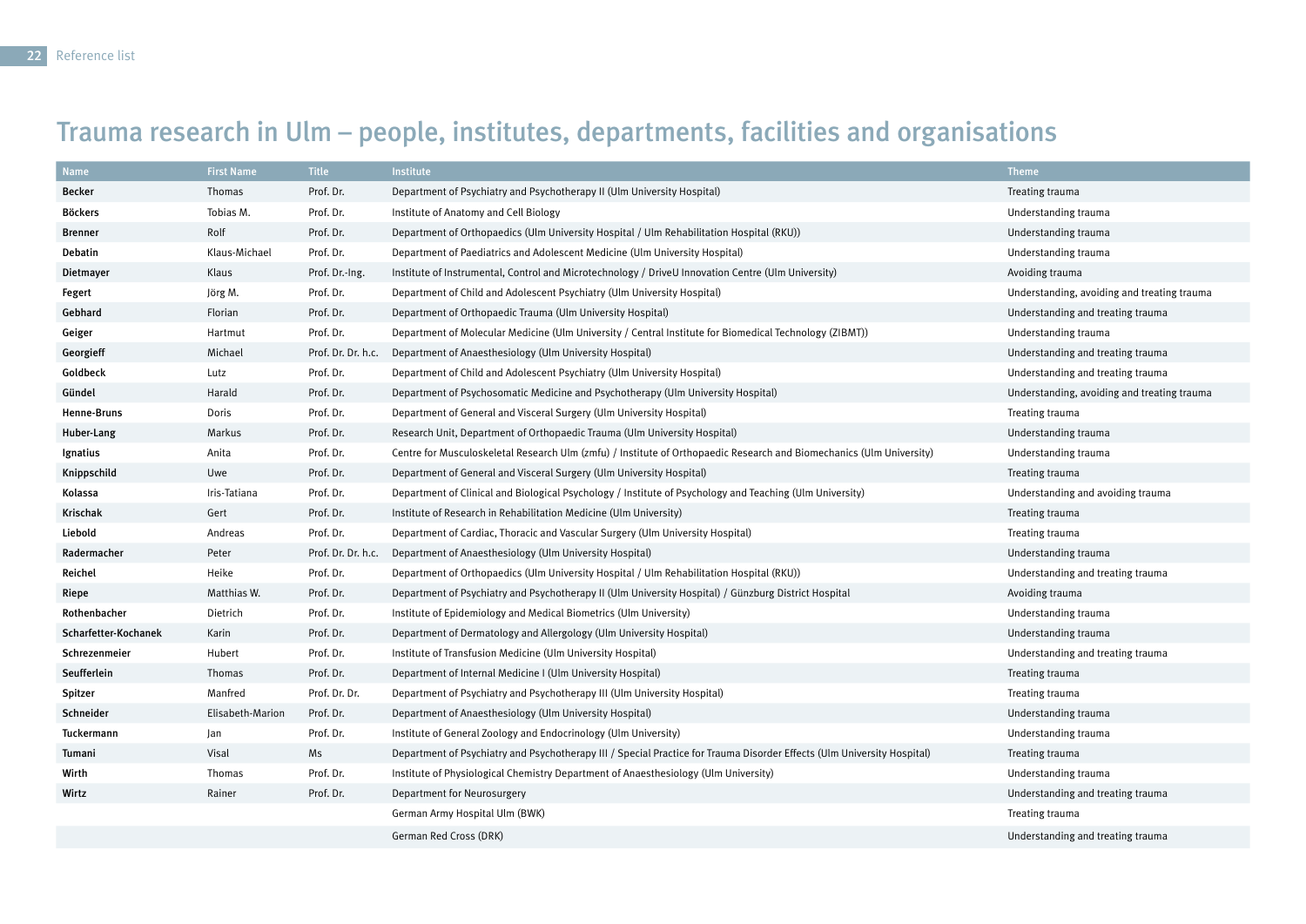# Trauma research in Ulm – people, institutes, departments, facilities and organisations

| Name | First Name | Title | Institute | Theme |
|---|---|---|---|---|
| **Becker** | Thomas | Prof. Dr. | Department of Psychiatry and Psychotherapy II (Ulm University Hospital) | Treating trauma |
| **Böckers** | Tobias M. | Prof. Dr. | Institute of Anatomy and Cell Biology | Understanding trauma |
| **Brenner** | Rolf | Prof. Dr. | Department of Orthopaedics (Ulm University Hospital / Ulm Rehabilitation Hospital (RKU)) | Understanding trauma |
| **Debatin** | Klaus-Michael | Prof. Dr. | Department of Paediatrics and Adolescent Medicine (Ulm University Hospital) | Understanding trauma |
| **Dietmayer** | Klaus | Prof. Dr.-Ing. | Institute of Instrumental, Control and Microtechnology / DriveU Innovation Centre (Ulm University) | Avoiding trauma |
| **Fegert** | Jörg M. | Prof. Dr. | Department of Child and Adolescent Psychiatry (Ulm University Hospital) | Understanding, avoiding and treating trauma |
| **Gebhard** | Florian | Prof. Dr. | Department of Orthopaedic Trauma (Ulm University Hospital) | Understanding and treating trauma |
| **Geiger** | Hartmut | Prof. Dr. | Department of Molecular Medicine (Ulm University / Central Institute for Biomedical Technology (ZIBMT)) | Understanding trauma |
| **Georgieff** | Michael | Prof. Dr. Dr. h.c. | Department of Anaesthesiology (Ulm University Hospital) | Understanding and treating trauma |
| **Goldbeck** | Lutz | Prof. Dr. | Department of Child and Adolescent Psychiatry (Ulm University Hospital) | Understanding and treating trauma |
| **Gündel** | Harald | Prof. Dr. | Department of Psychosomatic Medicine and Psychotherapy (Ulm University Hospital) | Understanding, avoiding and treating trauma |
| **Henne-Bruns** | Doris | Prof. Dr. | Department of General and Visceral Surgery (Ulm University Hospital) | Treating trauma |
| **Huber-Lang** | Markus | Prof. Dr. | Research Unit, Department of Orthopaedic Trauma (Ulm University Hospital) | Understanding trauma |
| **Ignatius** | Anita | Prof. Dr. | Centre for Musculoskeletal Research Ulm (zmfu) / Institute of Orthopaedic Research and Biomechanics (Ulm University) | Understanding trauma |
| **Knippschild** | Uwe | Prof. Dr. | Department of General and Visceral Surgery (Ulm University Hospital) | Treating trauma |
| **Kolassa** | Iris-Tatiana | Prof. Dr. | Department of Clinical and Biological Psychology / Institute of Psychology and Teaching (Ulm University) | Understanding and avoiding trauma |
| **Krischak** | Gert | Prof. Dr. | Institute of Research in Rehabilitation Medicine (Ulm University) | Treating trauma |
| **Liebold** | Andreas | Prof. Dr. | Department of Cardiac, Thoracic and Vascular Surgery (Ulm University Hospital) | Treating trauma |
| **Radermacher** | Peter | Prof. Dr. Dr. h.c. | Department of Anaesthesiology (Ulm University Hospital) | Understanding trauma |
| **Reichel** | Heike | Prof. Dr. | Department of Orthopaedics (Ulm University Hospital / Ulm Rehabilitation Hospital (RKU)) | Understanding and treating trauma |
| **Riepe** | Matthias W. | Prof. Dr. | Department of Psychiatry and Psychotherapy II (Ulm University Hospital) / Günzburg District Hospital | Avoiding trauma |
| **Rothenbacher** | Dietrich | Prof. Dr. | Institute of Epidemiology and Medical Biometrics (Ulm University) | Understanding trauma |
| **Scharfetter-Kochanek** | Karin | Prof. Dr. | Department of Dermatology and Allergology (Ulm University Hospital) | Understanding trauma |
| **Schrezenmeier** | Hubert | Prof. Dr. | Institute of Transfusion Medicine (Ulm University Hospital) | Understanding and treating trauma |
| **Seufferlein** | Thomas | Prof. Dr. | Department of Internal Medicine I (Ulm University Hospital) | Treating trauma |
| **Spitzer** | Manfred | Prof. Dr. Dr. | Department of Psychiatry and Psychotherapy III (Ulm University Hospital) | Treating trauma |
| **Schneider** | Elisabeth-Marion | Prof. Dr. | Department of Anaesthesiology (Ulm University Hospital) | Understanding trauma |
| **Tuckermann** | Jan | Prof. Dr. | Institute of General Zoology and Endocrinology (Ulm University) | Understanding trauma |
| **Tumani** | Visal | Ms | Department of Psychiatry and Psychotherapy III / Special Practice for Trauma Disorder Effects (Ulm University Hospital) | Treating trauma |
| **Wirth** | Thomas | Prof. Dr. | Institute of Physiological Chemistry Department of Anaesthesiology (Ulm University) | Understanding trauma |
| **Wirtz** | Rainer | Prof. Dr. | Department for Neurosurgery | Understanding and treating trauma |
| | | | German Army Hospital Ulm (BWK) | Treating trauma |
| | | | German Red Cross (DRK) | Understanding and treating trauma |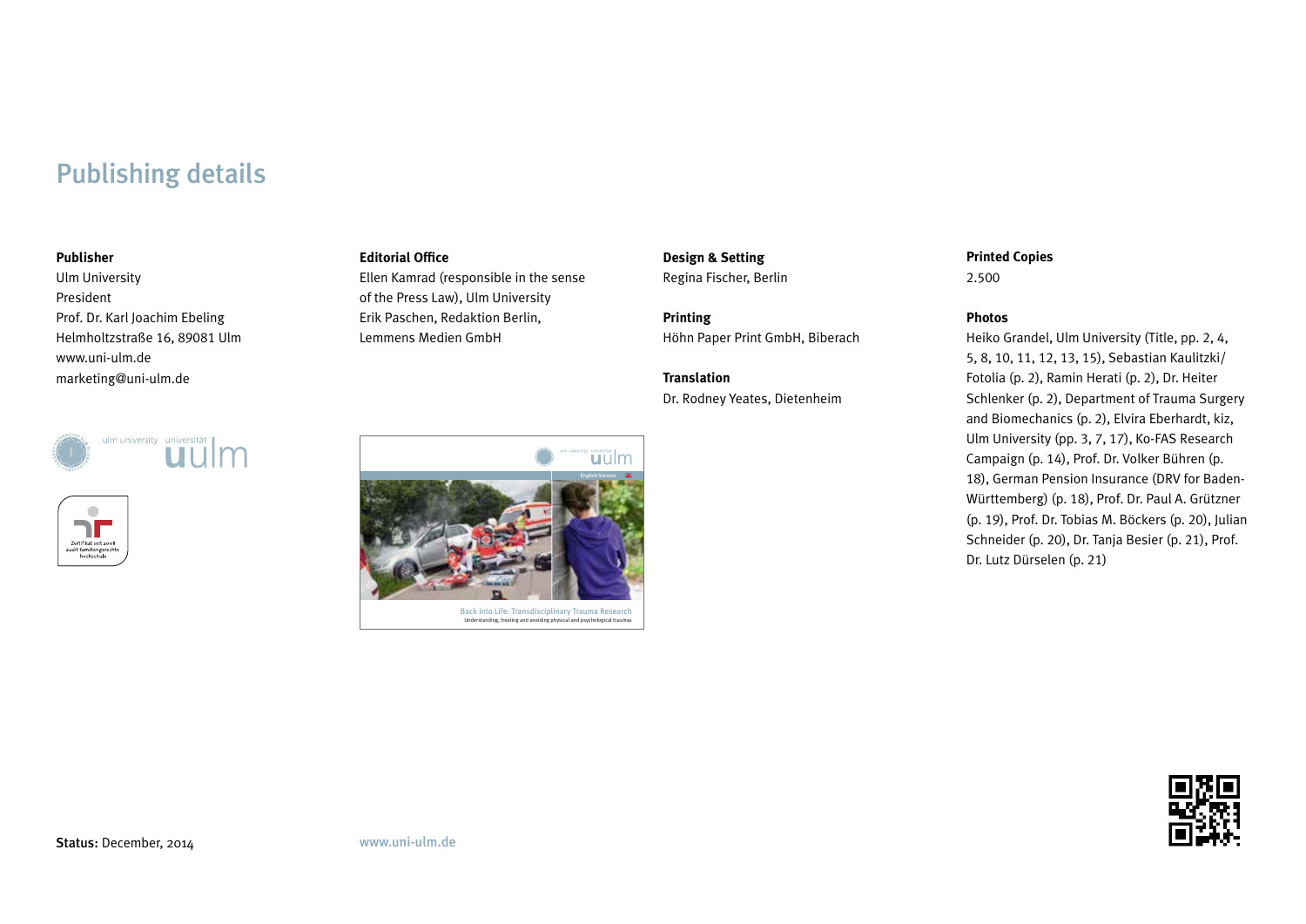# Publishing details

**Publisher**
Ulm University
President
Prof. Dr. Karl Joachim Ebeling
Helmholtzstraße 16, 89081 Ulm
www.uni-ulm.de
marketing@uni-ulm.de

**Editorial Office**
Ellen Kamrad (responsible in the sense of the Press Law), Ulm University
Erik Paschen, Redaktion Berlin, Lemmens Medien GmbH

**Design & Setting**
Regina Fischer, Berlin

**Printing**
Höhn Paper Print GmbH, Biberach

**Translation**
Dr. Rodney Yeates, Dietenheim

**Printed Copies**
2.500

**Photos**
Heiko Grandel, Ulm University (Title, pp. 2, 4, 5, 8, 10, 11, 12, 13, 15), Sebastian Kaulitzki/ Fotolia (p. 2), Ramin Herati (p. 2), Dr. Heiter Schlenker (p. 2), Department of Trauma Surgery and Biomechanics (p. 2), Elvira Eberhardt, kiz, Ulm University (pp. 3, 7, 17), Ko-FAS Research Campaign (p. 14), Prof. Dr. Volker Bühren (p. 18), German Pension Insurance (DRV for Baden-Württemberg) (p. 18), Prof. Dr. Paul A. Grützner (p. 19), Prof. Dr. Tobias M. Böckers (p. 20), Julian Schneider (p. 20), Dr. Tanja Besier (p. 21), Prof. Dr. Lutz Dürselen (p. 21)

ulm university universität uulm

Zertifikat seit 2008 audit familiengerechte hochschule

Back into Life: Transdisciplinary Trauma Research
Understanding, treating and avoiding physical and psychological traumas

**Status:** December, 2014

www.uni-ulm.de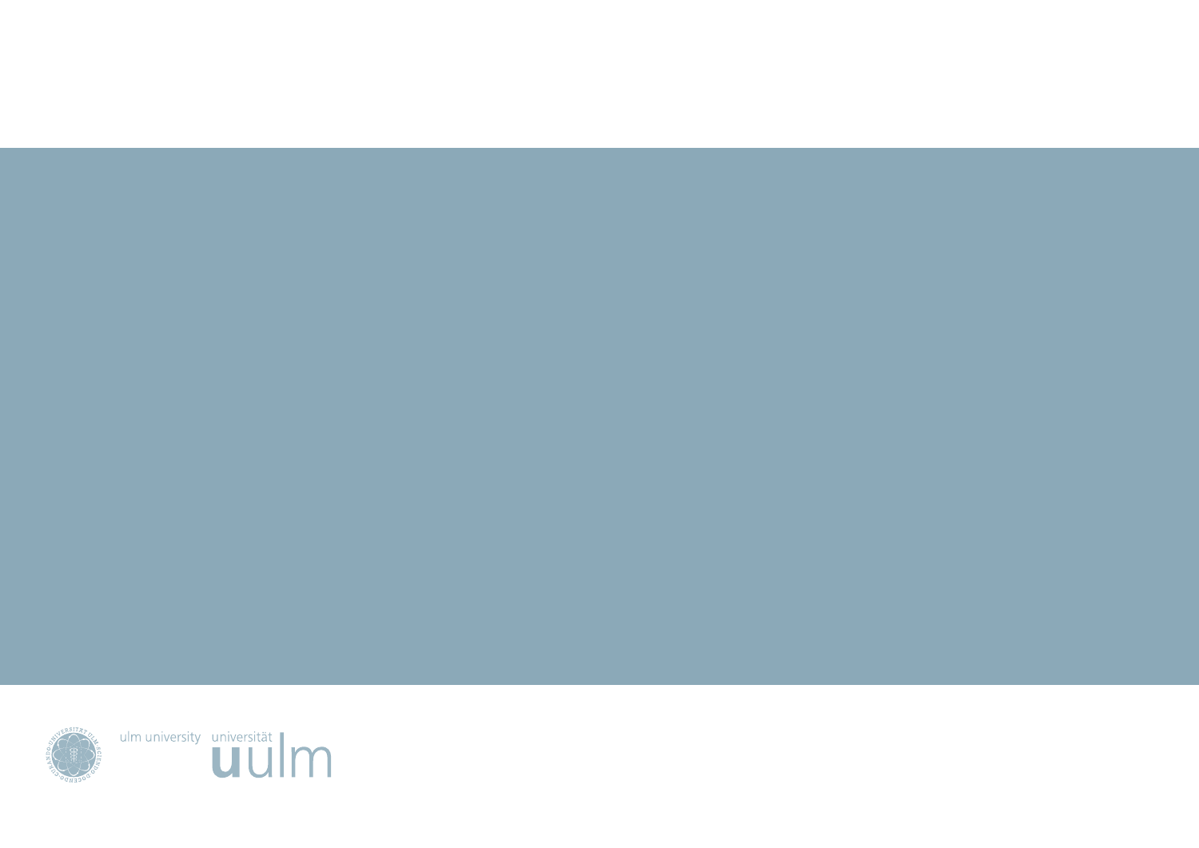ulm university universität uulm